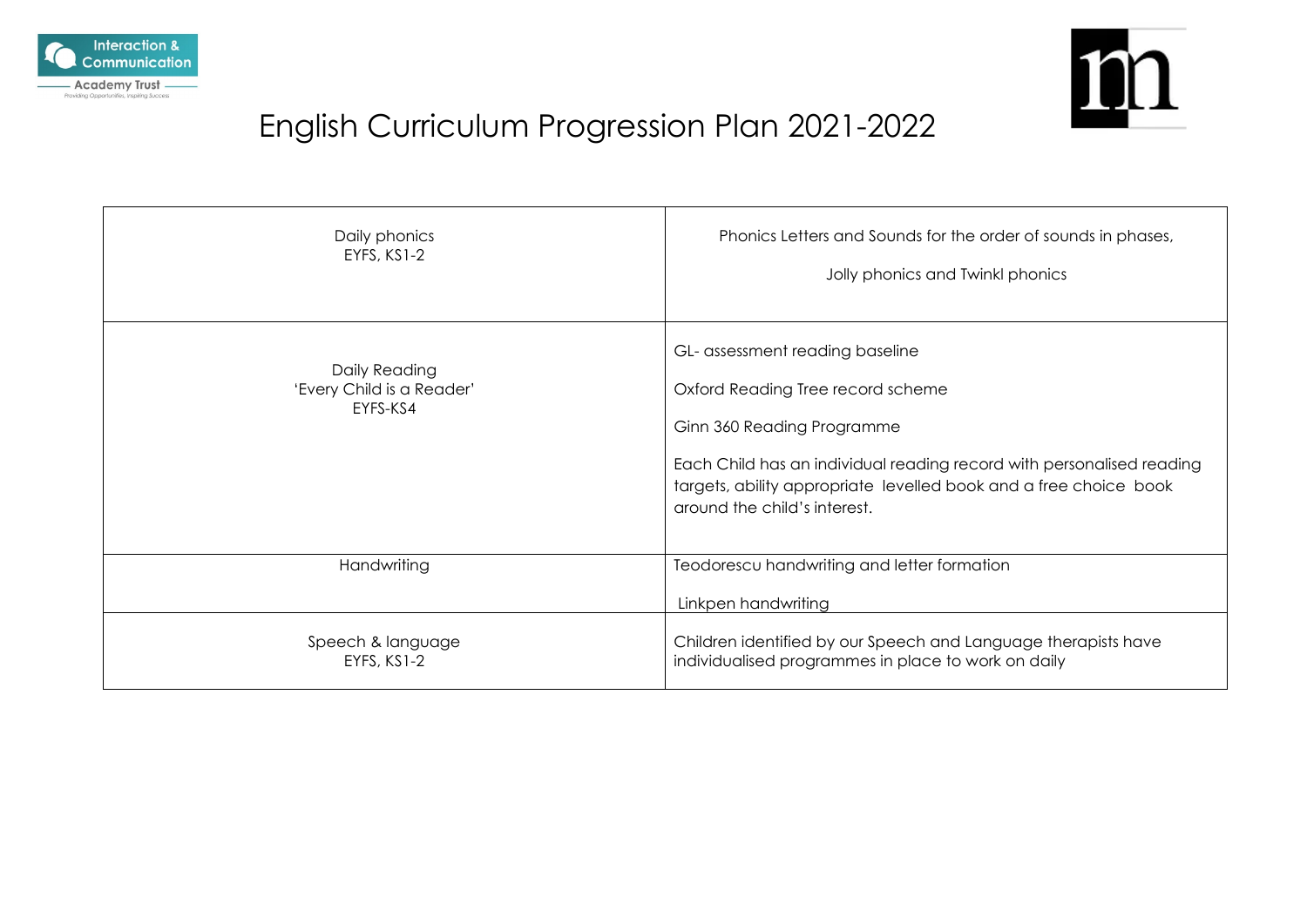# English Curriculum Progression Plan 2021-2022

| | |
|---|---|
| Daily phonics<br>EYFS, KS1-2 | Phonics Letters and Sounds for the order of sounds in phases,<br><br>Jolly phonics and Twinkl phonics |
| Daily Reading<br>'Every Child is a Reader'<br>EYFS-KS4 | GL- assessment reading baseline<br><br>Oxford Reading Tree record scheme<br><br>Ginn 360 Reading Programme<br><br>Each Child has an individual reading record with personalised reading targets, ability appropriate levelled book and a free choice book around the child's interest. |
| Handwriting | Teodorescu handwriting and letter formation<br><br>Linkpen handwriting |
| Speech & language<br>EYFS, KS1-2 | Children identified by our Speech and Language therapists have individualised programmes in place to work on daily |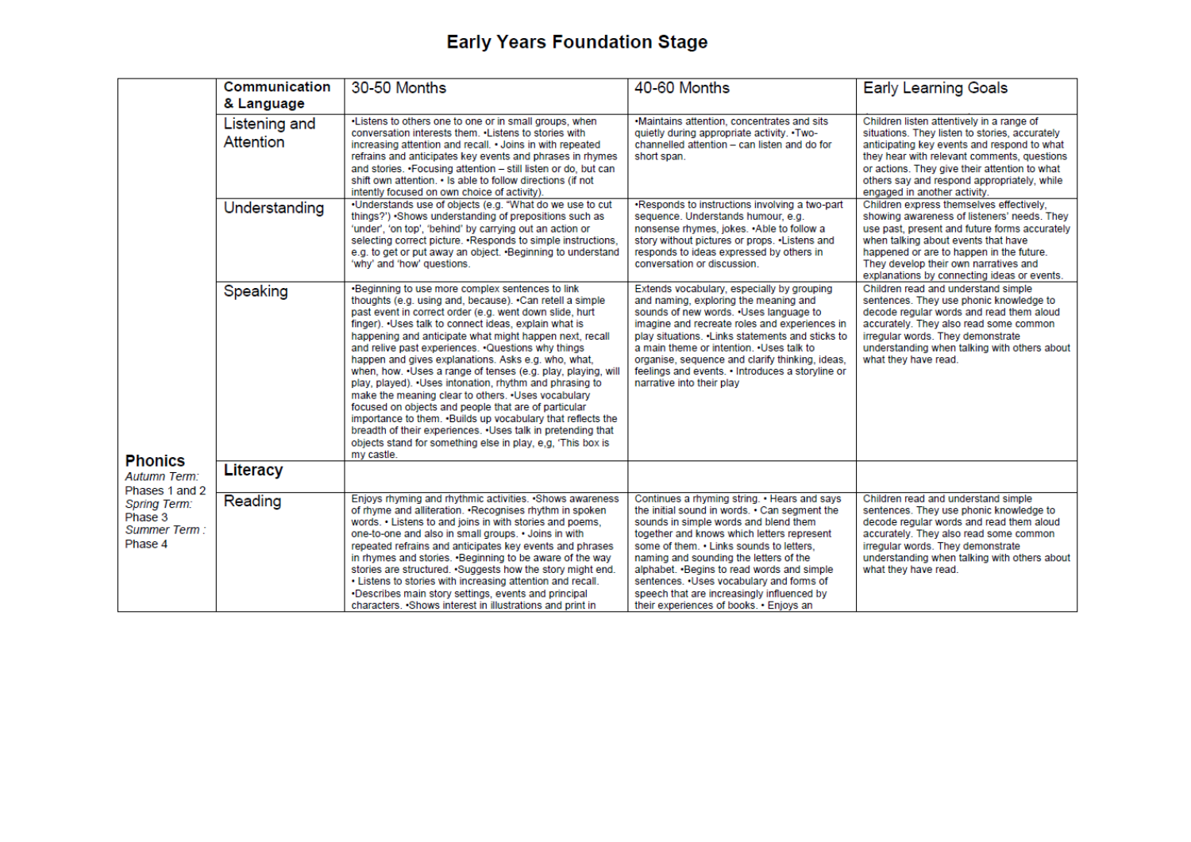# Early Years Foundation Stage

| | Communication & Language | 30-50 Months | 40-60 Months | Early Learning Goals |
|---|---|---|---|---|
| | Listening and Attention | •Listens to others one to one or in small groups, when conversation interests them. •Listens to stories with increasing attention and recall. • Joins in with repeated refrains and anticipates key events and phrases in rhymes and stories. •Focusing attention – still listen or do, but can shift own attention. • Is able to follow directions (if not intently focused on own choice of activity). | •Maintains attention, concentrates and sits quietly during appropriate activity. •Two-channelled attention – can listen and do for short span. | Children listen attentively in a range of situations. They listen to stories, accurately anticipating key events and respond to what they hear with relevant comments, questions or actions. They give their attention to what others say and respond appropriately, while engaged in another activity. |
| | Understanding | •Understands use of objects (e.g. "What do we use to cut things?') •Shows understanding of prepositions such as 'under', 'on top', 'behind' by carrying out an action or selecting correct picture. •Responds to simple instructions, e.g. to get or put away an object. •Beginning to understand 'why' and 'how' questions. | •Responds to instructions involving a two-part sequence. Understands humour, e.g. nonsense rhymes, jokes. •Able to follow a story without pictures or props. •Listens and responds to ideas expressed by others in conversation or discussion. | Children express themselves effectively, showing awareness of listeners' needs. They use past, present and future forms accurately when talking about events that have happened or are to happen in the future. They develop their own narratives and explanations by connecting ideas or events. |
| | Speaking | •Beginning to use more complex sentences to link thoughts (e.g. using and, because). •Can retell a simple past event in correct order (e.g. went down slide, hurt finger). •Uses talk to connect ideas, explain what is happening and anticipate what might happen next, recall and relive past experiences. •Questions why things happen and gives explanations. Asks e.g. who, what, when, how. •Uses a range of tenses (e.g. play, playing, will play, played). •Uses intonation, rhythm and phrasing to make the meaning clear to others. •Uses vocabulary focused on objects and people that are of particular importance to them. •Builds up vocabulary that reflects the breadth of their experiences. •Uses talk in pretending that objects stand for something else in play, e,g, 'This box is my castle. | Extends vocabulary, especially by grouping and naming, exploring the meaning and sounds of new words. •Uses language to imagine and recreate roles and experiences in play situations. •Links statements and sticks to a main theme or intention. •Uses talk to organise, sequence and clarify thinking, ideas, feelings and events. • Introduces a storyline or narrative into their play | Children read and understand simple sentences. They use phonic knowledge to decode regular words and read them aloud accurately. They also read some common irregular words. They demonstrate understanding when talking with others about what they have read. |
| **Phonics**<br>*Autumn Term:*<br>Phases 1 and 2<br>*Spring Term:*<br>Phase 3<br>*Summer Term :*<br>Phase 4 | **Literacy** | | | |
| | Reading | Enjoys rhyming and rhythmic activities. •Shows awareness of rhyme and alliteration. •Recognises rhythm in spoken words. • Listens to and joins in with stories and poems, one-to-one and also in small groups. • Joins in with repeated refrains and anticipates key events and phrases in rhymes and stories. •Beginning to be aware of the way stories are structured. •Suggests how the story might end. • Listens to stories with increasing attention and recall. •Describes main story settings, events and principal characters. •Shows interest in illustrations and print in | Continues a rhyming string. • Hears and says the initial sound in words. • Can segment the sounds in simple words and blend them together and knows which letters represent some of them. • Links sounds to letters, naming and sounding the letters of the alphabet. •Begins to read words and simple sentences. •Uses vocabulary and forms of speech that are increasingly influenced by their experiences of books. • Enjoys an | Children read and understand simple sentences. They use phonic knowledge to decode regular words and read them aloud accurately. They also read some common irregular words. They demonstrate understanding when talking with others about what they have read. |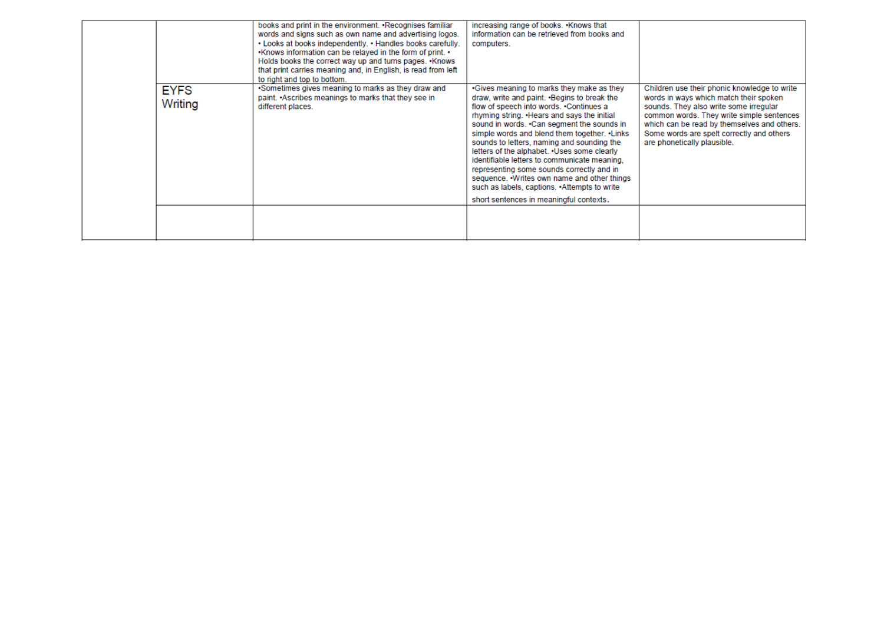|  |  |  |  |  |
|---|---|---|---|---|
|  |  | books and print in the environment. •Recognises familiar words and signs such as own name and advertising logos. • Looks at books independently. • Handles books carefully. •Knows information can be relayed in the form of print. • Holds books the correct way up and turns pages. •Knows that print carries meaning and, in English, is read from left to right and top to bottom. | increasing range of books. •Knows that information can be retrieved from books and computers. |  |
|  | EYFS Writing | •Sometimes gives meaning to marks as they draw and paint. •Ascribes meanings to marks that they see in different places. | •Gives meaning to marks they make as they draw, write and paint. •Begins to break the flow of speech into words. •Continues a rhyming string. •Hears and says the initial sound in words. •Can segment the sounds in simple words and blend them together. •Links sounds to letters, naming and sounding the letters of the alphabet. •Uses some clearly identifiable letters to communicate meaning, representing some sounds correctly and in sequence. •Writes own name and other things such as labels, captions. •Attempts to write short sentences in meaningful contexts. | Children use their phonic knowledge to write words in ways which match their spoken sounds. They also write some irregular common words. They write simple sentences which can be read by themselves and others. Some words are spelt correctly and others are phonetically plausible. |
|  |  |  |  |  |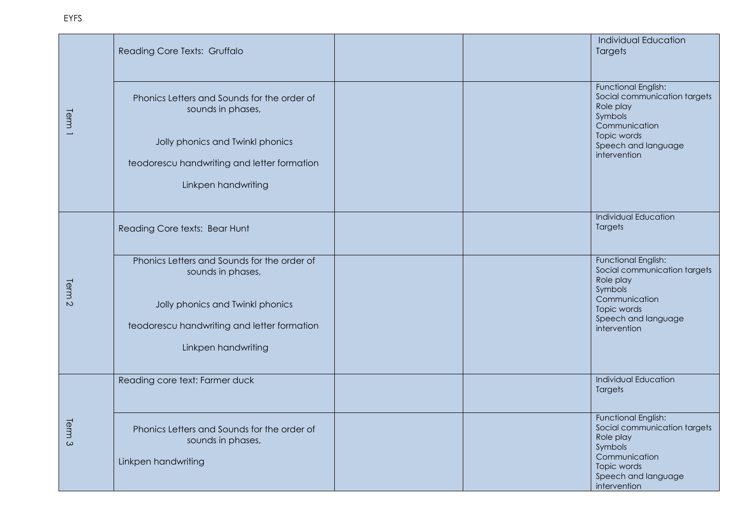EYFS

| | | | | |
|---|---|---|---|---|
| Term 1 | Reading Core Texts: Gruffalo | | | Individual Education Targets |
| | Phonics Letters and Sounds for the order of sounds in phases,<br><br>Jolly phonics and Twinkl phonics<br><br>teodorescu handwriting and letter formation<br><br>Linkpen handwriting | | | Functional English:<br>Social communication targets<br>Role play<br>Symbols<br>Communication<br>Topic words<br>Speech and language intervention |
| Term 2 | Reading Core texts: Bear Hunt | | | Individual Education Targets |
| | Phonics Letters and Sounds for the order of sounds in phases,<br><br>Jolly phonics and Twinkl phonics<br><br>teodorescu handwriting and letter formation<br><br>Linkpen handwriting | | | Functional English:<br>Social communication targets<br>Role play<br>Symbols<br>Communication<br>Topic words<br>Speech and language intervention |
| Term 3 | Reading core text: Farmer duck | | | Individual Education Targets |
| | Phonics Letters and Sounds for the order of sounds in phases,<br><br>Linkpen handwriting | | | Functional English:<br>Social communication targets<br>Role play<br>Symbols<br>Communication<br>Topic words<br>Speech and language intervention |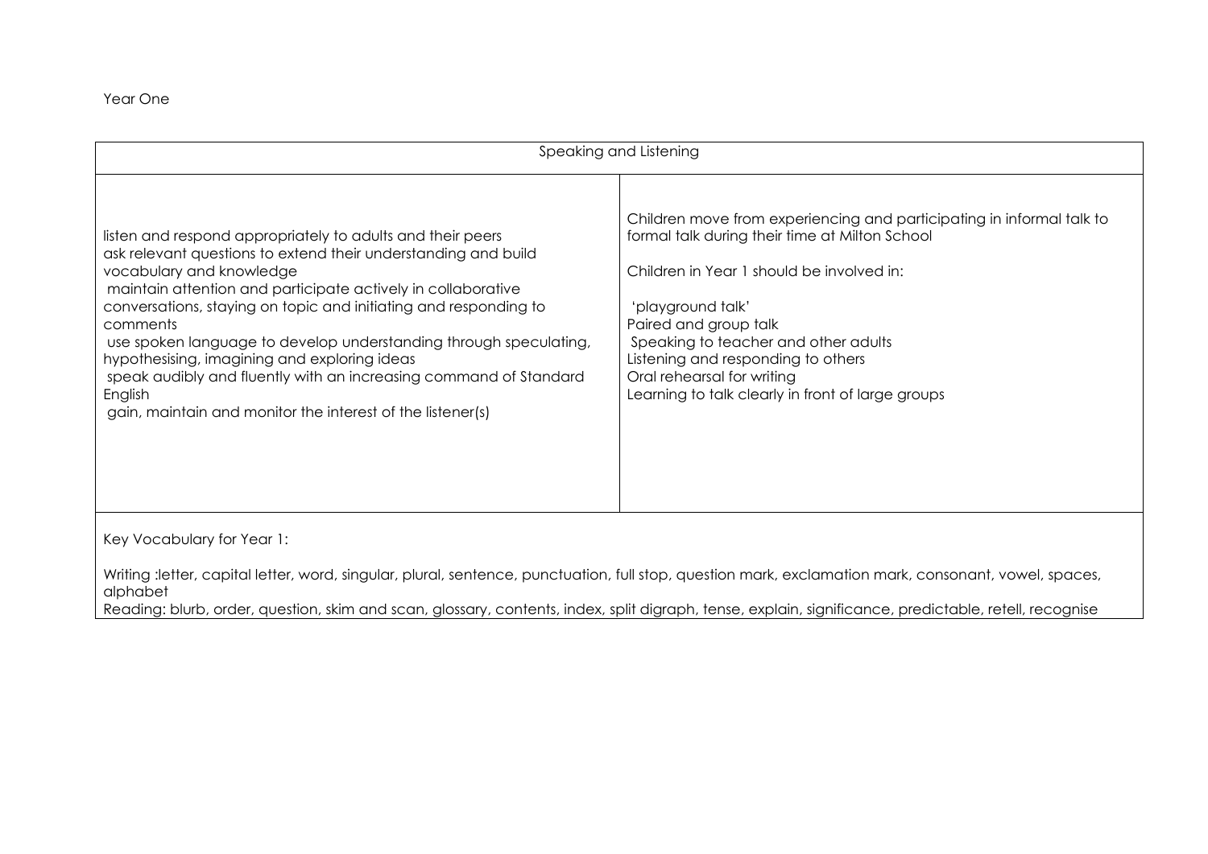Year One

<table>
<tr><th colspan="2">Speaking and Listening</th></tr>
<tr>
<td>listen and respond appropriately to adults and their peers<br>ask relevant questions to extend their understanding and build vocabulary and knowledge<br>maintain attention and participate actively in collaborative conversations, staying on topic and initiating and responding to comments<br>use spoken language to develop understanding through speculating, hypothesising, imagining and exploring ideas<br>speak audibly and fluently with an increasing command of Standard English<br>gain, maintain and monitor the interest of the listener(s)</td>
<td>Children move from experiencing and participating in informal talk to formal talk during their time at Milton School<br><br>Children in Year 1 should be involved in:<br><br>'playground talk'<br>Paired and group talk<br>Speaking to teacher and other adults<br>Listening and responding to others<br>Oral rehearsal for writing<br>Learning to talk clearly in front of large groups</td>
</tr>
<tr>
<td colspan="2">Key Vocabulary for Year 1:<br><br>Writing :letter, capital letter, word, singular, plural, sentence, punctuation, full stop, question mark, exclamation mark, consonant, vowel, spaces, alphabet<br>Reading: blurb, order, question, skim and scan, glossary, contents, index, split digraph, tense, explain, significance, predictable, retell, recognise</td>
</tr>
</table>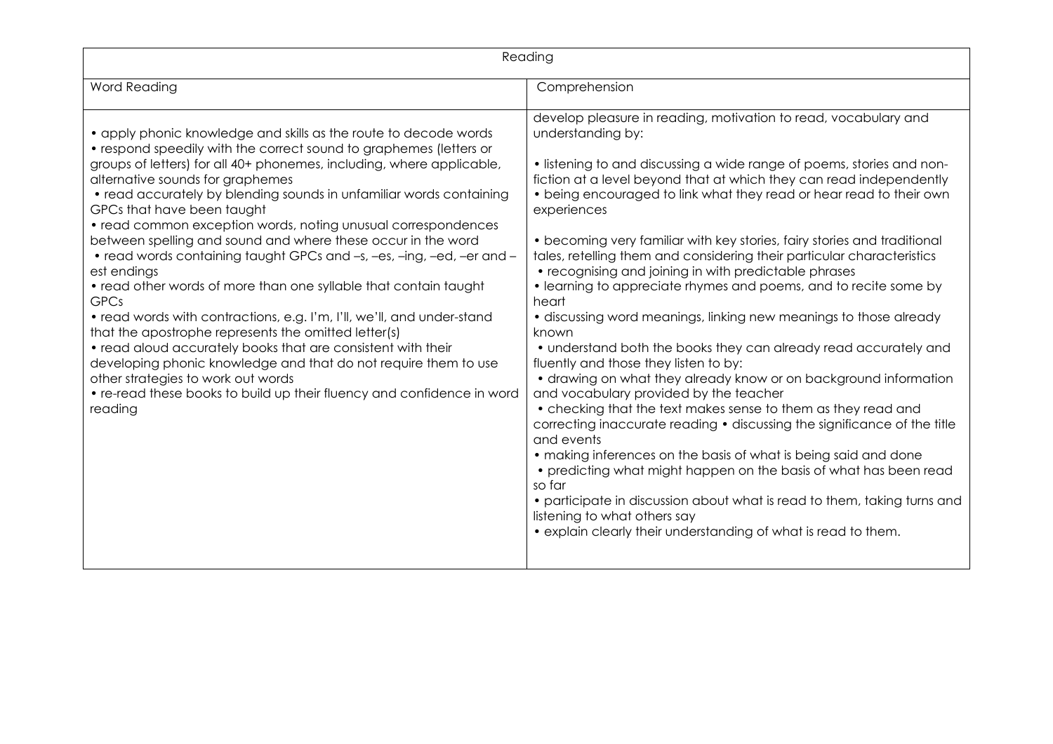| Reading | |
|---|---|
| Word Reading | Comprehension |
| • apply phonic knowledge and skills as the route to decode words<br>• respond speedily with the correct sound to graphemes (letters or groups of letters) for all 40+ phonemes, including, where applicable, alternative sounds for graphemes<br>• read accurately by blending sounds in unfamiliar words containing GPCs that have been taught<br>• read common exception words, noting unusual correspondences between spelling and sound and where these occur in the word<br>• read words containing taught GPCs and –s, –es, –ing, –ed, –er and –est endings<br>• read other words of more than one syllable that contain taught GPCs<br>• read words with contractions, e.g. I'm, I'll, we'll, and under-stand that the apostrophe represents the omitted letter(s)<br>• read aloud accurately books that are consistent with their developing phonic knowledge and that do not require them to use other strategies to work out words<br>• re-read these books to build up their fluency and confidence in word reading | develop pleasure in reading, motivation to read, vocabulary and understanding by:<br><br>• listening to and discussing a wide range of poems, stories and non-fiction at a level beyond that at which they can read independently<br>• being encouraged to link what they read or hear read to their own experiences<br><br>• becoming very familiar with key stories, fairy stories and traditional tales, retelling them and considering their particular characteristics<br>• recognising and joining in with predictable phrases<br>• learning to appreciate rhymes and poems, and to recite some by heart<br>• discussing word meanings, linking new meanings to those already known<br>• understand both the books they can already read accurately and fluently and those they listen to by:<br>• drawing on what they already know or on background information and vocabulary provided by the teacher<br>• checking that the text makes sense to them as they read and correcting inaccurate reading • discussing the significance of the title and events<br>• making inferences on the basis of what is being said and done<br>• predicting what might happen on the basis of what has been read so far<br>• participate in discussion about what is read to them, taking turns and listening to what others say<br>• explain clearly their understanding of what is read to them. |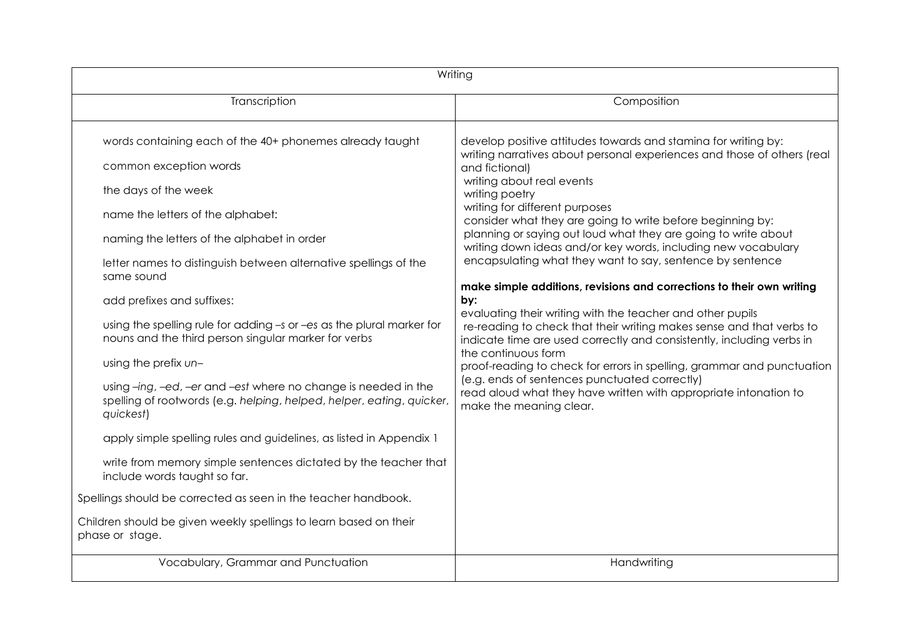| Writing | |
|---|---|
| Transcription | Composition |
| words containing each of the 40+ phonemes already taught<br><br>common exception words<br><br>the days of the week<br><br>name the letters of the alphabet:<br><br>naming the letters of the alphabet in order<br><br>letter names to distinguish between alternative spellings of the same sound<br><br>add prefixes and suffixes:<br><br>using the spelling rule for adding –s or –es as the plural marker for nouns and the third person singular marker for verbs<br><br>using the prefix *un–*<br><br>using *–ing*, *–ed*, *–er* and *–est* where no change is needed in the spelling of rootwords (e.g. *helping*, *helped*, *helper*, *eating*, *quicker*, *quickest*)<br><br>apply simple spelling rules and guidelines, as listed in Appendix 1<br><br>write from memory simple sentences dictated by the teacher that include words taught so far.<br><br>Spellings should be corrected as seen in the teacher handbook.<br><br>Children should be given weekly spellings to learn based on their phase or stage. | develop positive attitudes towards and stamina for writing by:<br>writing narratives about personal experiences and those of others (real and fictional)<br>writing about real events<br>writing poetry<br>writing for different purposes<br>consider what they are going to write before beginning by:<br>planning or saying out loud what they are going to write about<br>writing down ideas and/or key words, including new vocabulary<br>encapsulating what they want to say, sentence by sentence<br><br>**make simple additions, revisions and corrections to their own writing by:**<br>evaluating their writing with the teacher and other pupils<br>re-reading to check that their writing makes sense and that verbs to indicate time are used correctly and consistently, including verbs in the continuous form<br>proof-reading to check for errors in spelling, grammar and punctuation (e.g. ends of sentences punctuated correctly)<br>read aloud what they have written with appropriate intonation to make the meaning clear. |
| Vocabulary, Grammar and Punctuation | Handwriting |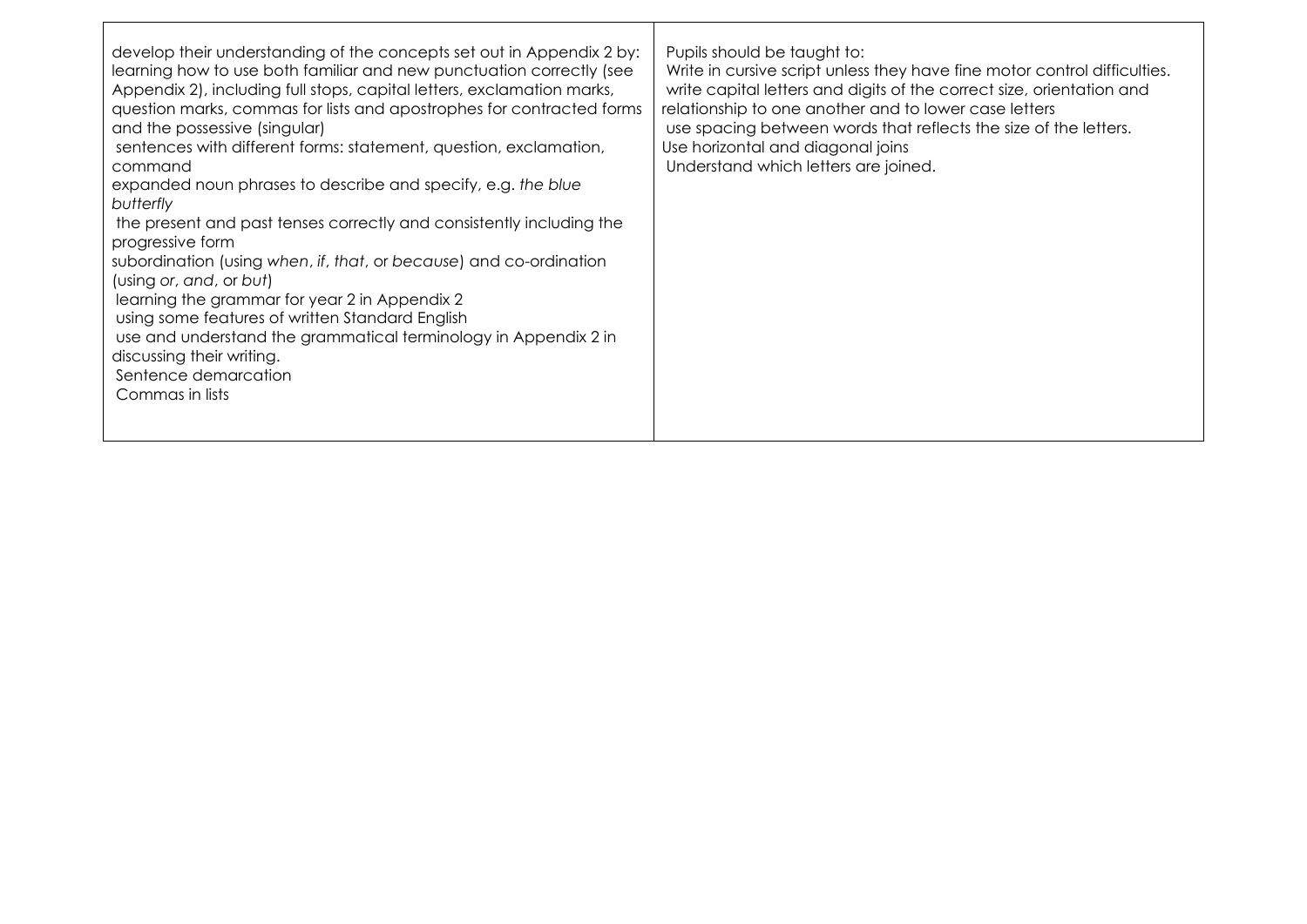| | |
|---|---|
| develop their understanding of the concepts set out in Appendix 2 by:<br>learning how to use both familiar and new punctuation correctly (see Appendix 2), including full stops, capital letters, exclamation marks, question marks, commas for lists and apostrophes for contracted forms and the possessive (singular)<br>sentences with different forms: statement, question, exclamation, command<br>expanded noun phrases to describe and specify, e.g. *the blue butterfly*<br>the present and past tenses correctly and consistently including the progressive form<br>subordination (using *when*, *if*, *that*, or *because*) and co-ordination (using *or*, *and*, or *but*)<br>learning the grammar for year 2 in Appendix 2<br>using some features of written Standard English<br>use and understand the grammatical terminology in Appendix 2 in discussing their writing.<br>Sentence demarcation<br>Commas in lists | Pupils should be taught to:<br>Write in cursive script unless they have fine motor control difficulties.<br>write capital letters and digits of the correct size, orientation and relationship to one another and to lower case letters<br>use spacing between words that reflects the size of the letters.<br>Use horizontal and diagonal joins<br>Understand which letters are joined. |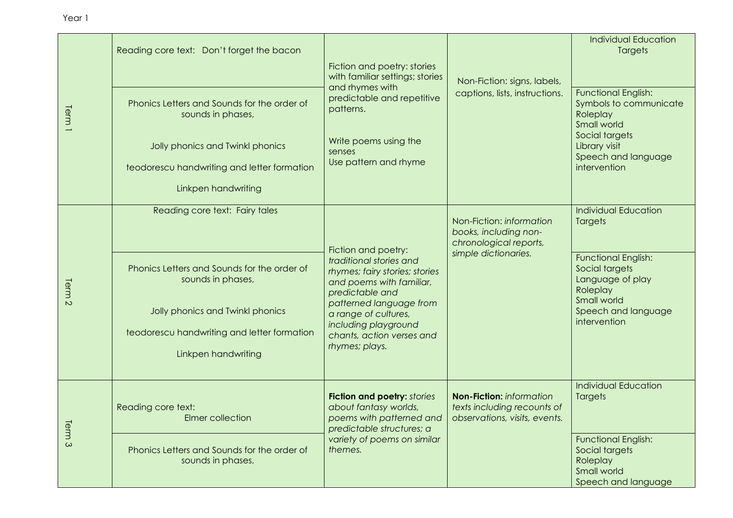Year 1

| Term | Reading / Phonics | Fiction and poetry | Non-Fiction | Targets |
|---|---|---|---|---|
| Term 1 | Reading core text: Don't forget the bacon | Fiction and poetry: stories with familiar settings; stories and rhymes with predictable and repetitive patterns.<br><br>Write poems using the senses<br>Use pattern and rhyme | Non-Fiction: signs, labels, captions, lists, instructions. | Individual Education Targets |
| | Phonics Letters and Sounds for the order of sounds in phases,<br><br>Jolly phonics and Twinkl phonics<br><br>teodorescu handwriting and letter formation<br><br>Linkpen handwriting | | | Functional English:<br>Symbols to communicate<br>Roleplay<br>Small world<br>Social targets<br>Library visit<br>Speech and language intervention |
| Term 2 | Reading core text: Fairy tales | Fiction and poetry: *traditional stories and rhymes; fairy stories; stories and poems with familiar, predictable and patterned language from a range of cultures, including playground chants, action verses and rhymes; plays.* | Non-Fiction: *information books, including non-chronological reports, simple dictionaries.* | Individual Education Targets |
| | Phonics Letters and Sounds for the order of sounds in phases,<br><br>Jolly phonics and Twinkl phonics<br><br>teodorescu handwriting and letter formation<br><br>Linkpen handwriting | | | Functional English:<br>Social targets<br>Language of play<br>Roleplay<br>Small world<br>Speech and language intervention |
| Term 3 | Reading core text:<br>Elmer collection | **Fiction and poetry:** *stories about fantasy worlds, poems with patterned and predictable structures; a variety of poems on similar themes.* | **Non-Fiction:** *information texts including recounts of observations, visits, events.* | Individual Education Targets |
| | Phonics Letters and Sounds for the order of sounds in phases, | | | Functional English:<br>Social targets<br>Roleplay<br>Small world<br>Speech and language |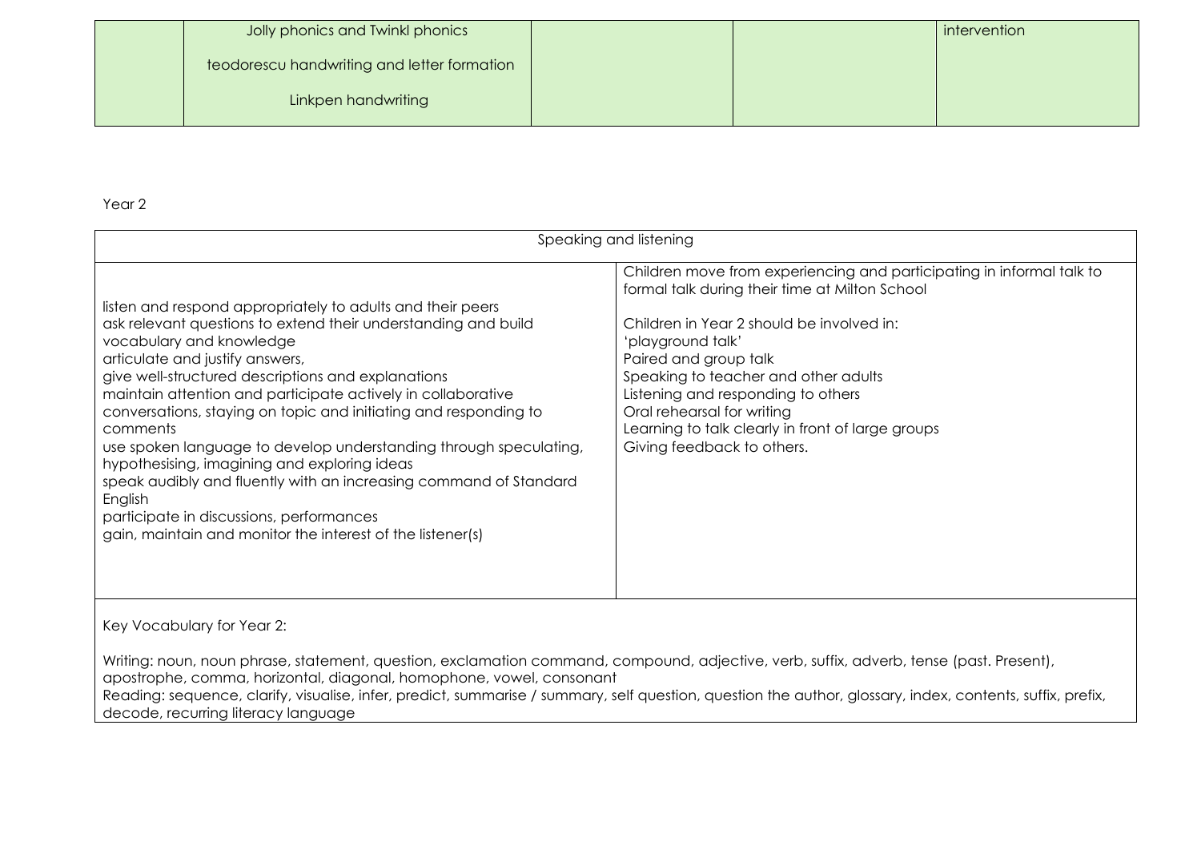| | Jolly phonics and Twinkl phonics<br><br>teodorescu handwriting and letter formation<br><br>Linkpen handwriting | | | intervention |
|---|---|---|---|---|

Year 2

| Speaking and listening | |
|---|---|
| listen and respond appropriately to adults and their peers<br>ask relevant questions to extend their understanding and build vocabulary and knowledge<br>articulate and justify answers,<br>give well-structured descriptions and explanations<br>maintain attention and participate actively in collaborative conversations, staying on topic and initiating and responding to comments<br>use spoken language to develop understanding through speculating, hypothesising, imagining and exploring ideas<br>speak audibly and fluently with an increasing command of Standard English<br>participate in discussions, performances<br>gain, maintain and monitor the interest of the listener(s) | Children move from experiencing and participating in informal talk to formal talk during their time at Milton School<br><br>Children in Year 2 should be involved in:<br>'playground talk'<br>Paired and group talk<br>Speaking to teacher and other adults<br>Listening and responding to others<br>Oral rehearsal for writing<br>Learning to talk clearly in front of large groups<br>Giving feedback to others. |
| Key Vocabulary for Year 2:<br><br>Writing: noun, noun phrase, statement, question, exclamation command, compound, adjective, verb, suffix, adverb, tense (past. Present), apostrophe, comma, horizontal, diagonal, homophone, vowel, consonant<br>Reading: sequence, clarify, visualise, infer, predict, summarise / summary, self question, question the author, glossary, index, contents, suffix, prefix, decode, recurring literacy language | |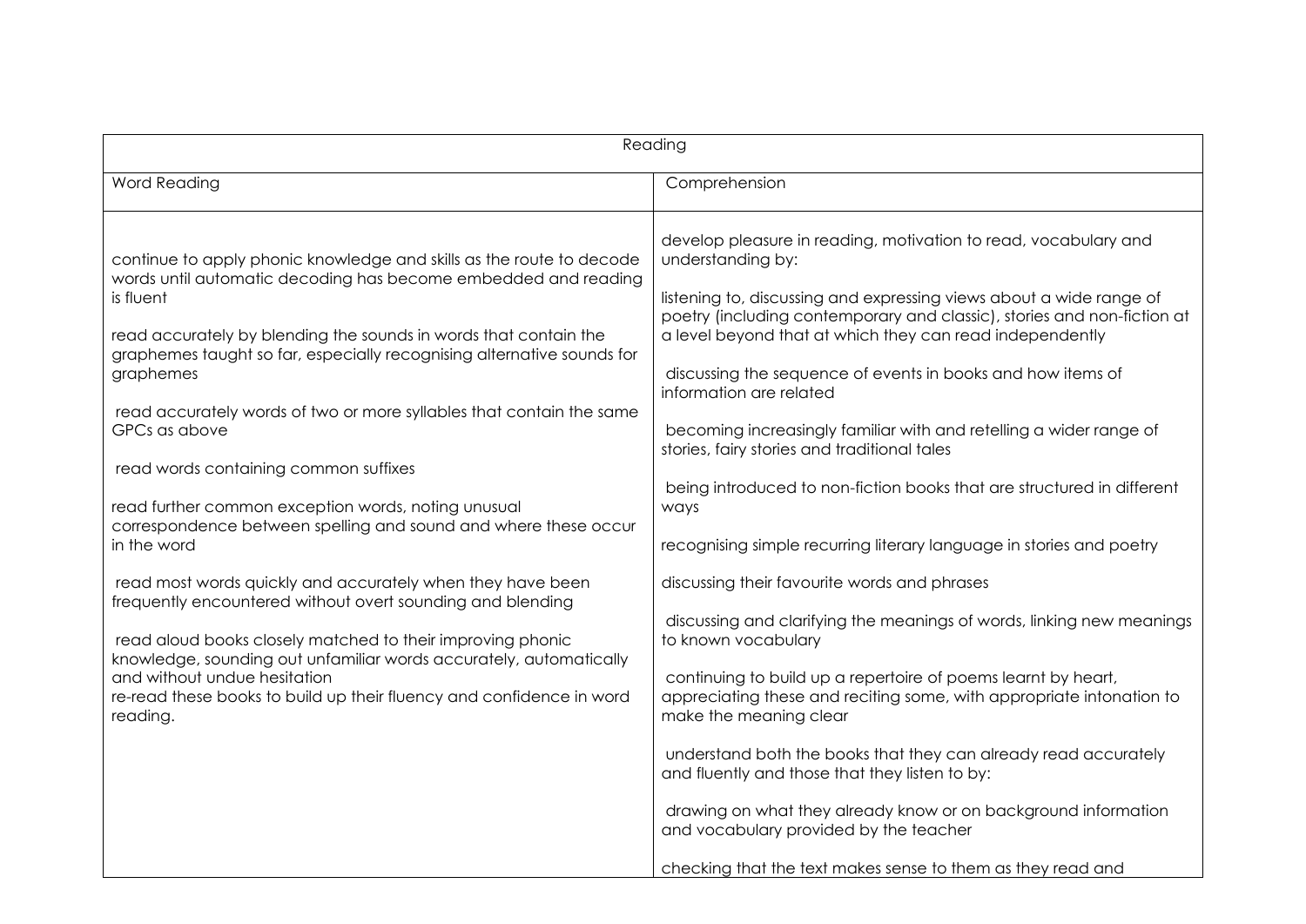| Reading | |
|---|---|
| Word Reading | Comprehension |
| continue to apply phonic knowledge and skills as the route to decode words until automatic decoding has become embedded and reading is fluent<br><br>read accurately by blending the sounds in words that contain the graphemes taught so far, especially recognising alternative sounds for graphemes<br><br>read accurately words of two or more syllables that contain the same GPCs as above<br><br>read words containing common suffixes<br><br>read further common exception words, noting unusual correspondence between spelling and sound and where these occur in the word<br><br>read most words quickly and accurately when they have been frequently encountered without overt sounding and blending<br><br>read aloud books closely matched to their improving phonic knowledge, sounding out unfamiliar words accurately, automatically and without undue hesitation<br>re-read these books to build up their fluency and confidence in word reading. | develop pleasure in reading, motivation to read, vocabulary and understanding by:<br><br>listening to, discussing and expressing views about a wide range of poetry (including contemporary and classic), stories and non-fiction at a level beyond that at which they can read independently<br><br>discussing the sequence of events in books and how items of information are related<br><br>becoming increasingly familiar with and retelling a wider range of stories, fairy stories and traditional tales<br><br>being introduced to non-fiction books that are structured in different ways<br><br>recognising simple recurring literary language in stories and poetry<br><br>discussing their favourite words and phrases<br><br>discussing and clarifying the meanings of words, linking new meanings to known vocabulary<br><br>continuing to build up a repertoire of poems learnt by heart, appreciating these and reciting some, with appropriate intonation to make the meaning clear<br><br>understand both the books that they can already read accurately and fluently and those that they listen to by:<br><br>drawing on what they already know or on background information and vocabulary provided by the teacher<br><br>checking that the text makes sense to them as they read and |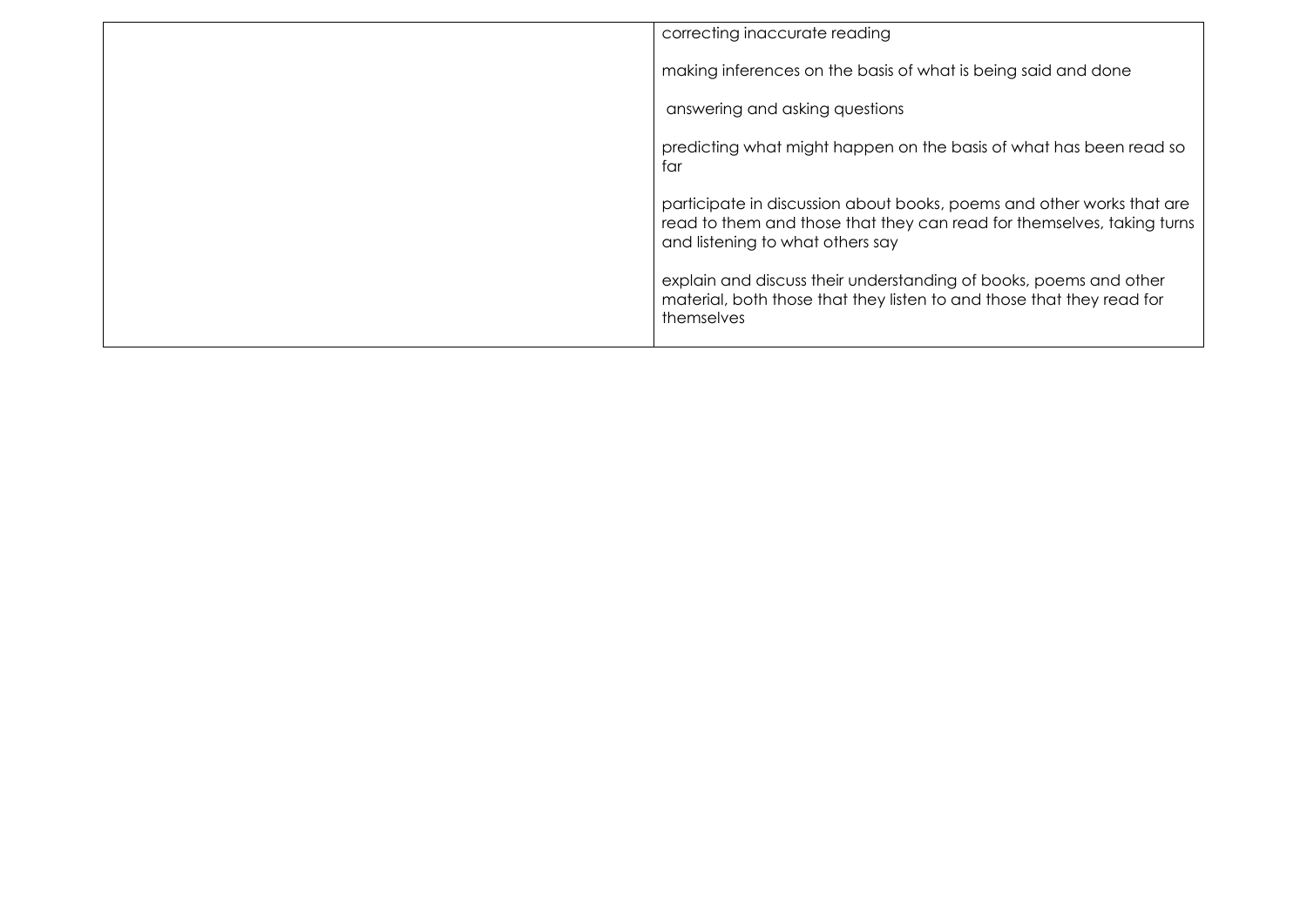|  | correcting inaccurate reading<br><br>making inferences on the basis of what is being said and done<br><br>answering and asking questions<br><br>predicting what might happen on the basis of what has been read so far<br><br>participate in discussion about books, poems and other works that are read to them and those that they can read for themselves, taking turns and listening to what others say<br><br>explain and discuss their understanding of books, poems and other material, both those that they listen to and those that they read for themselves |
|---|---|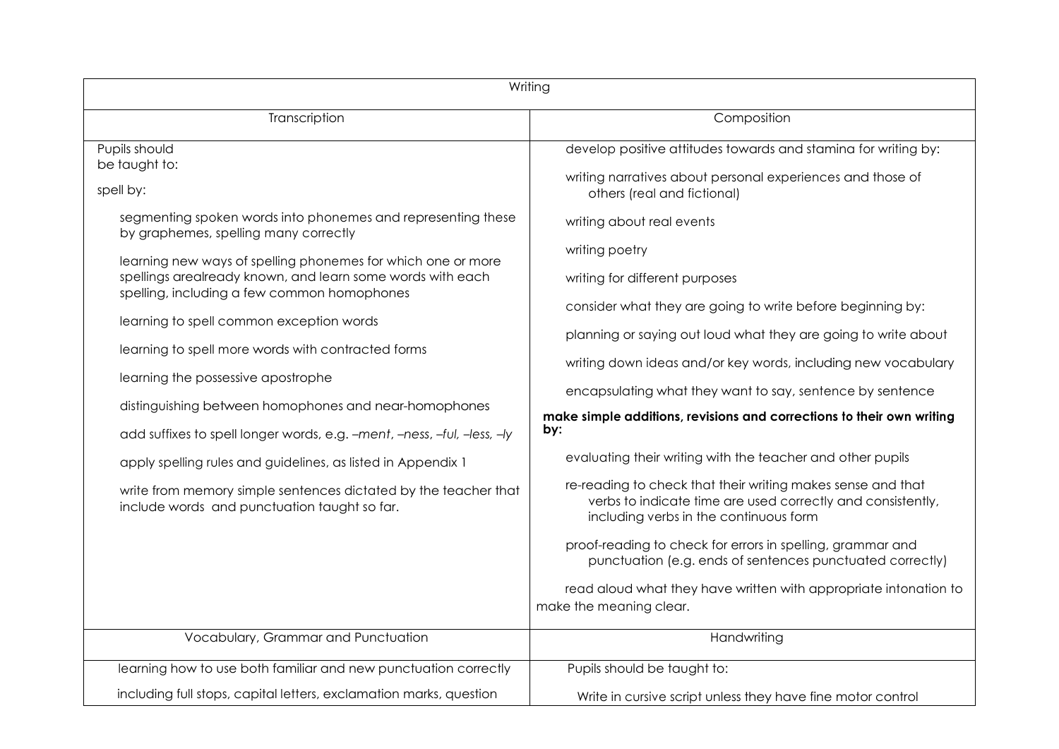| Writing | |
|---|---|
| Transcription | Composition |
| Pupils should be taught to:<br><br>spell by:<br><br>segmenting spoken words into phonemes and representing these by graphemes, spelling many correctly<br><br>learning new ways of spelling phonemes for which one or more spellings arealready known, and learn some words with each spelling, including a few common homophones<br><br>learning to spell common exception words<br><br>learning to spell more words with contracted forms<br><br>learning the possessive apostrophe<br><br>distinguishing between homophones and near-homophones<br><br>add suffixes to spell longer words, e.g. *–ment*, *–ness*, *–ful*, *–less*, *–ly*<br><br>apply spelling rules and guidelines, as listed in Appendix 1<br><br>write from memory simple sentences dictated by the teacher that include words and punctuation taught so far. | develop positive attitudes towards and stamina for writing by:<br><br>writing narratives about personal experiences and those of others (real and fictional)<br><br>writing about real events<br><br>writing poetry<br><br>writing for different purposes<br><br>consider what they are going to write before beginning by:<br><br>planning or saying out loud what they are going to write about<br><br>writing down ideas and/or key words, including new vocabulary<br><br>encapsulating what they want to say, sentence by sentence<br><br>**make simple additions, revisions and corrections to their own writing by:**<br><br>evaluating their writing with the teacher and other pupils<br><br>re-reading to check that their writing makes sense and that verbs to indicate time are used correctly and consistently, including verbs in the continuous form<br><br>proof-reading to check for errors in spelling, grammar and punctuation (e.g. ends of sentences punctuated correctly)<br><br>read aloud what they have written with appropriate intonation to make the meaning clear. |
| Vocabulary, Grammar and Punctuation | Handwriting |
| learning how to use both familiar and new punctuation correctly<br><br>including full stops, capital letters, exclamation marks, question | Pupils should be taught to:<br><br>Write in cursive script unless they have fine motor control |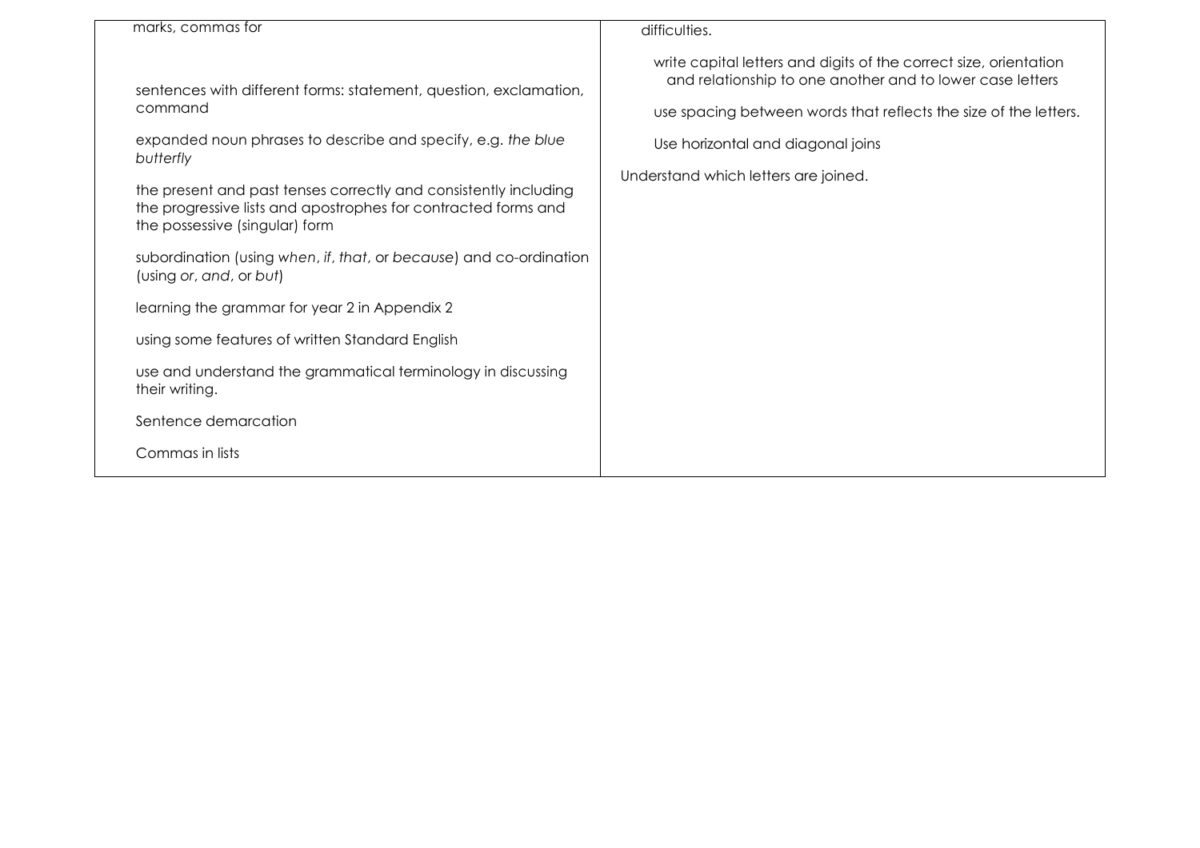| | |
|---|---|
| marks, commas for<br><br>sentences with different forms: statement, question, exclamation, command<br><br>expanded noun phrases to describe and specify, e.g. *the blue butterfly*<br><br>the present and past tenses correctly and consistently including the progressive lists and apostrophes for contracted forms and the possessive (singular) form<br><br>subordination (using *when*, *if*, *that*, or *because*) and co-ordination (using *or*, *and*, or *but*)<br><br>learning the grammar for year 2 in Appendix 2<br><br>using some features of written Standard English<br><br>use and understand the grammatical terminology in discussing their writing.<br><br>Sentence demarcation<br><br>Commas in lists | difficulties.<br><br>write capital letters and digits of the correct size, orientation and relationship to one another and to lower case letters<br><br>use spacing between words that reflects the size of the letters.<br><br>Use horizontal and diagonal joins<br><br>Understand which letters are joined. |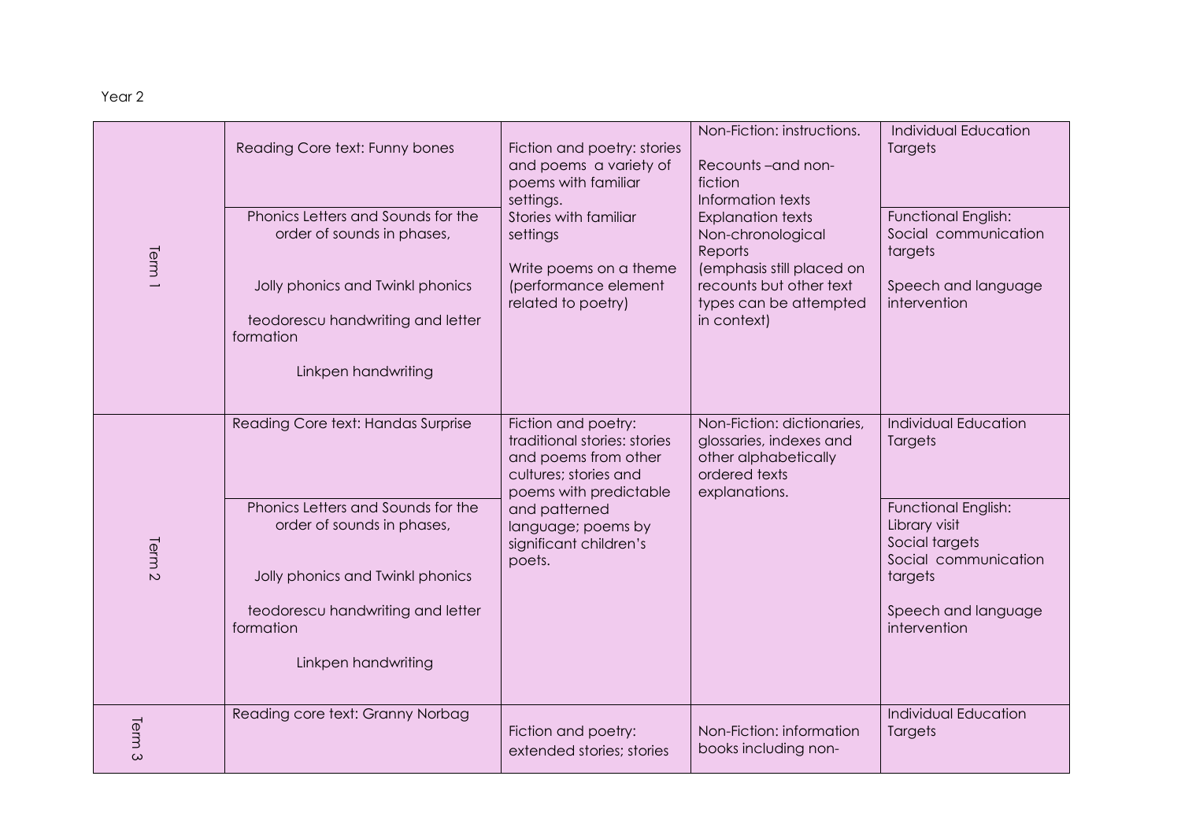Year 2

| | | | | |
|---|---|---|---|---|
| Term 1 | Reading Core text: Funny bones | Fiction and poetry: stories and poems a variety of poems with familiar settings.<br>Stories with familiar settings<br><br>Write poems on a theme (performance element related to poetry) | Non-Fiction: instructions.<br><br>Recounts –and non-fiction<br>Information texts<br>Explanation texts<br>Non-chronological Reports<br>(emphasis still placed on recounts but other text types can be attempted in context) | Individual Education Targets |
| | Phonics Letters and Sounds for the order of sounds in phases,<br><br>Jolly phonics and Twinkl phonics<br><br>teodorescu handwriting and letter formation<br><br>Linkpen handwriting | | | Functional English:<br>Social communication targets<br><br>Speech and language intervention |
| Term 2 | Reading Core text: Handas Surprise | Fiction and poetry: traditional stories: stories and poems from other cultures; stories and poems with predictable and patterned language; poems by significant children's poets. | Non-Fiction: dictionaries, glossaries, indexes and other alphabetically ordered texts explanations. | Individual Education Targets |
| | Phonics Letters and Sounds for the order of sounds in phases,<br><br>Jolly phonics and Twinkl phonics<br><br>teodorescu handwriting and letter formation<br><br>Linkpen handwriting | | | Functional English:<br>Library visit<br>Social targets<br>Social communication targets<br><br>Speech and language intervention |
| Term 3 | Reading core text: Granny Norbag | Fiction and poetry: extended stories; stories | Non-Fiction: information books including non- | Individual Education Targets |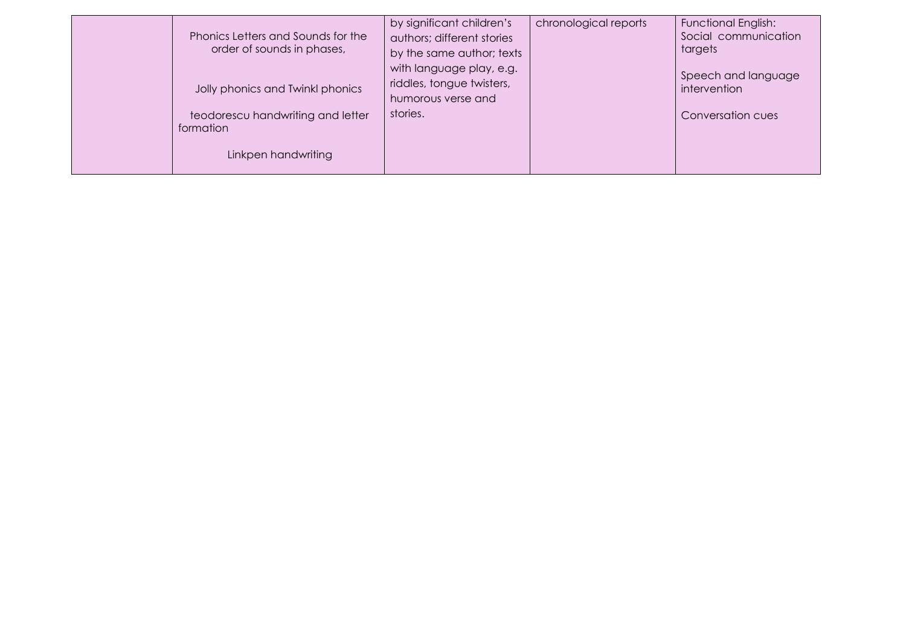|  | Phonics Letters and Sounds for the order of sounds in phases,<br><br>Jolly phonics and Twinkl phonics<br><br>teodorescu handwriting and letter formation<br><br>Linkpen handwriting | by significant children's authors; different stories by the same author; texts with language play, e.g. riddles, tongue twisters, humorous verse and stories. | chronological reports | Functional English: Social communication targets<br><br>Speech and language intervention<br><br>Conversation cues |
|---|---|---|---|---|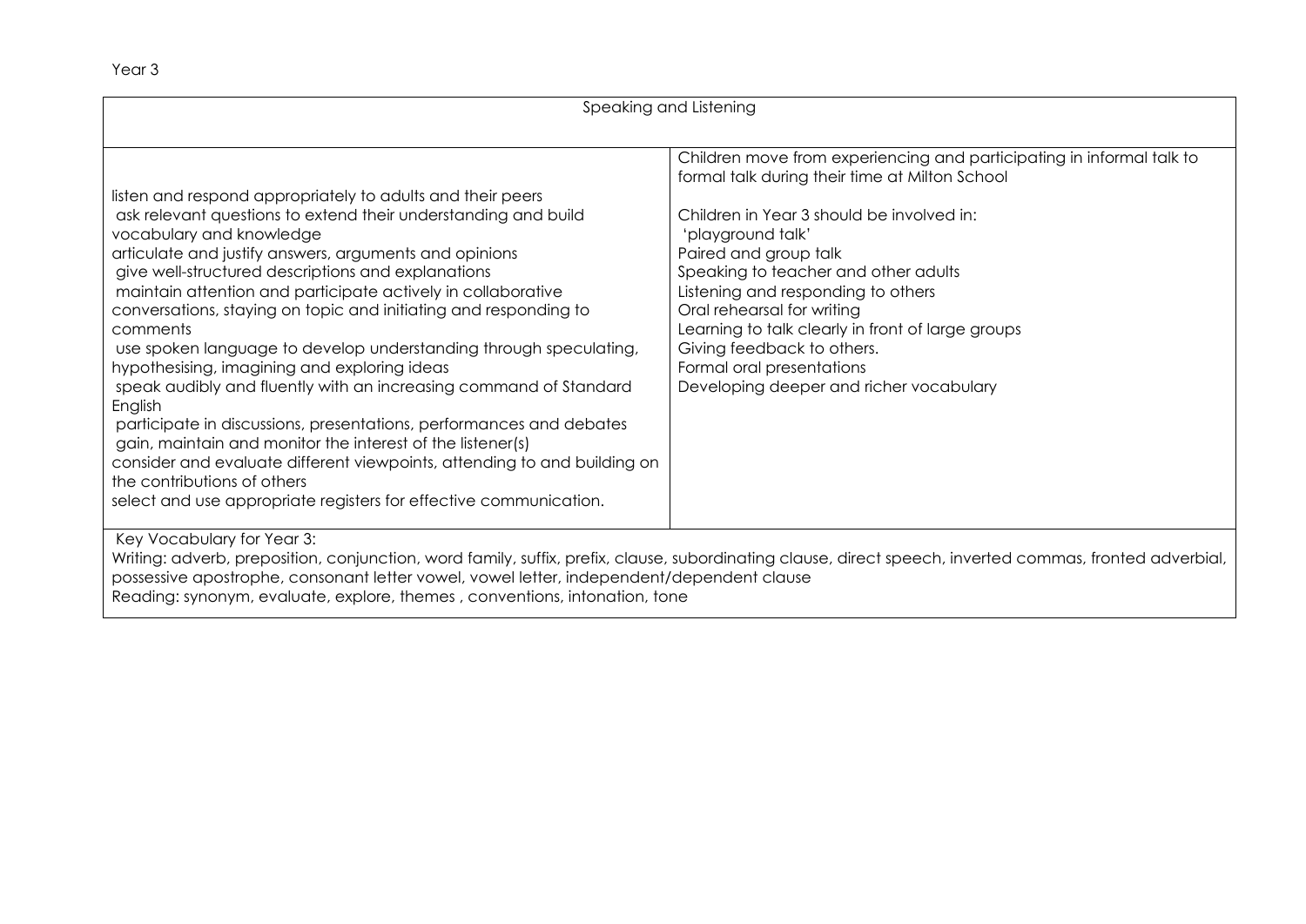Year 3

<table>
<tr><th colspan="2">Speaking and Listening</th></tr>
<tr>
<td>listen and respond appropriately to adults and their peers<br>ask relevant questions to extend their understanding and build vocabulary and knowledge<br>articulate and justify answers, arguments and opinions<br>give well-structured descriptions and explanations<br>maintain attention and participate actively in collaborative conversations, staying on topic and initiating and responding to comments<br>use spoken language to develop understanding through speculating, hypothesising, imagining and exploring ideas<br>speak audibly and fluently with an increasing command of Standard English<br>participate in discussions, presentations, performances and debates<br>gain, maintain and monitor the interest of the listener(s)<br>consider and evaluate different viewpoints, attending to and building on the contributions of others<br>select and use appropriate registers for effective communication.</td>
<td>Children move from experiencing and participating in informal talk to formal talk during their time at Milton School<br><br>Children in Year 3 should be involved in:<br>'playground talk'<br>Paired and group talk<br>Speaking to teacher and other adults<br>Listening and responding to others<br>Oral rehearsal for writing<br>Learning to talk clearly in front of large groups<br>Giving feedback to others.<br>Formal oral presentations<br>Developing deeper and richer vocabulary</td>
</tr>
<tr>
<td colspan="2">Key Vocabulary for Year 3:<br>Writing: adverb, preposition, conjunction, word family, suffix, prefix, clause, subordinating clause, direct speech, inverted commas, fronted adverbial, possessive apostrophe, consonant letter vowel, vowel letter, independent/dependent clause<br>Reading: synonym, evaluate, explore, themes , conventions, intonation, tone</td>
</tr>
</table>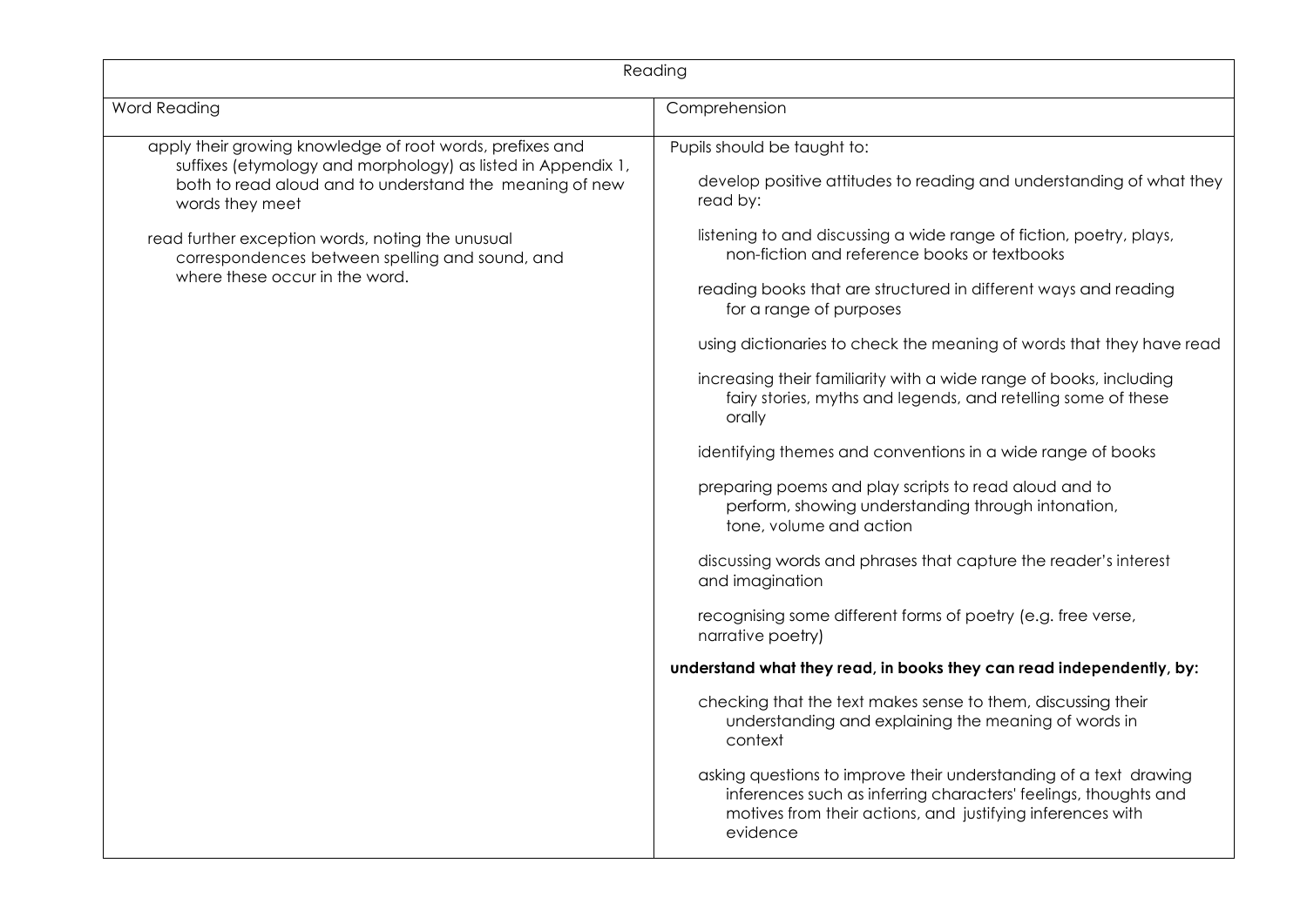| Reading | |
|---|---|
| Word Reading | Comprehension |
| apply their growing knowledge of root words, prefixes and suffixes (etymology and morphology) as listed in Appendix 1, both to read aloud and to understand the meaning of new words they meet<br><br>read further exception words, noting the unusual correspondences between spelling and sound, and where these occur in the word. | Pupils should be taught to:<br><br>develop positive attitudes to reading and understanding of what they read by:<br><br>listening to and discussing a wide range of fiction, poetry, plays, non-fiction and reference books or textbooks<br><br>reading books that are structured in different ways and reading for a range of purposes<br><br>using dictionaries to check the meaning of words that they have read<br><br>increasing their familiarity with a wide range of books, including fairy stories, myths and legends, and retelling some of these orally<br><br>identifying themes and conventions in a wide range of books<br><br>preparing poems and play scripts to read aloud and to perform, showing understanding through intonation, tone, volume and action<br><br>discussing words and phrases that capture the reader's interest and imagination<br><br>recognising some different forms of poetry (e.g. free verse, narrative poetry)<br><br>**understand what they read, in books they can read independently, by:**<br><br>checking that the text makes sense to them, discussing their understanding and explaining the meaning of words in context<br><br>asking questions to improve their understanding of a text drawing inferences such as inferring characters' feelings, thoughts and motives from their actions, and justifying inferences with evidence |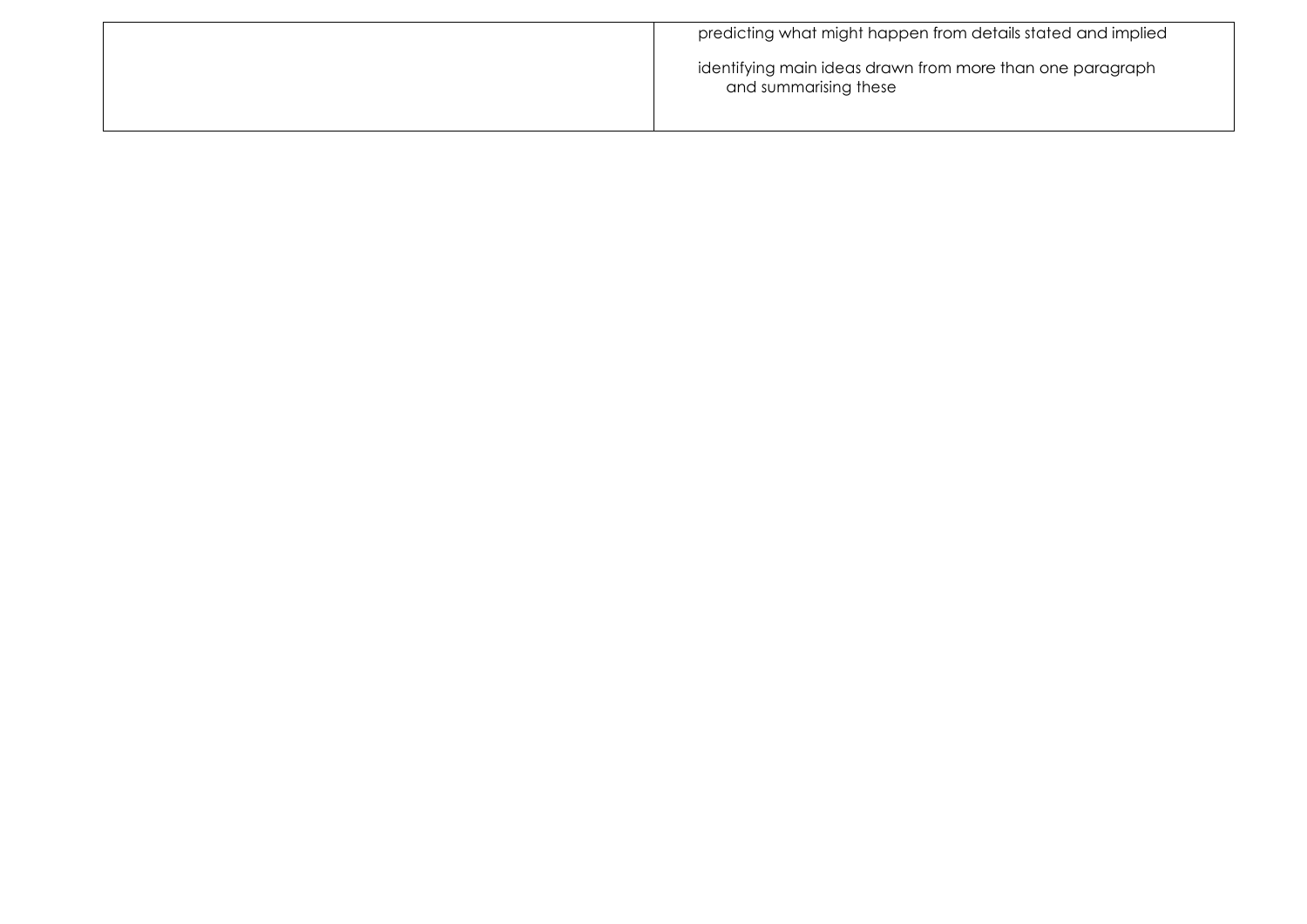|  |  |
| --- | --- |
|  | predicting what might happen from details stated and implied<br><br>identifying main ideas drawn from more than one paragraph and summarising these |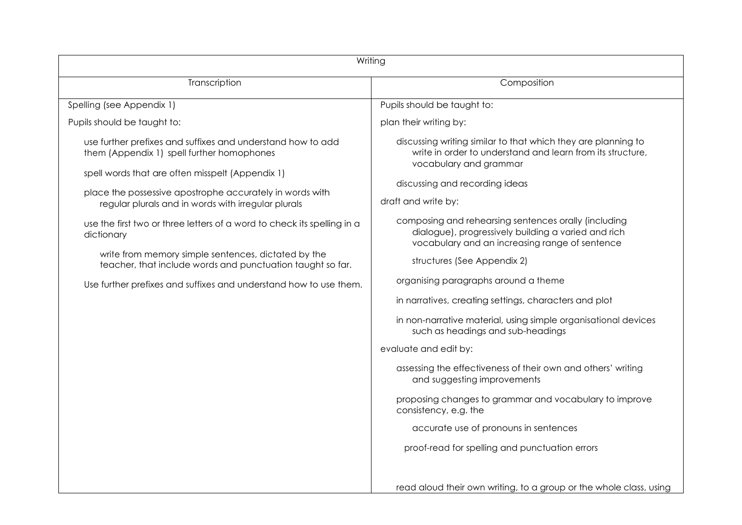| Writing | |
| --- | --- |
| Transcription | Composition |
| Spelling (see Appendix 1)<br><br>Pupils should be taught to:<br><br>use further prefixes and suffixes and understand how to add them (Appendix 1) spell further homophones<br><br>spell words that are often misspelt (Appendix 1)<br><br>place the possessive apostrophe accurately in words with regular plurals and in words with irregular plurals<br><br>use the first two or three letters of a word to check its spelling in a dictionary<br><br>write from memory simple sentences, dictated by the teacher, that include words and punctuation taught so far.<br><br>Use further prefixes and suffixes and understand how to use them. | Pupils should be taught to:<br><br>plan their writing by:<br><br>discussing writing similar to that which they are planning to write in order to understand and learn from its structure, vocabulary and grammar<br><br>discussing and recording ideas<br><br>draft and write by:<br><br>composing and rehearsing sentences orally (including dialogue), progressively building a varied and rich vocabulary and an increasing range of sentence structures (See Appendix 2)<br><br>organising paragraphs around a theme<br><br>in narratives, creating settings, characters and plot<br><br>in non-narrative material, using simple organisational devices such as headings and sub-headings<br><br>evaluate and edit by:<br><br>assessing the effectiveness of their own and others' writing and suggesting improvements<br><br>proposing changes to grammar and vocabulary to improve consistency, e.g. the accurate use of pronouns in sentences<br><br>proof-read for spelling and punctuation errors<br><br>read aloud their own writing, to a group or the whole class, using |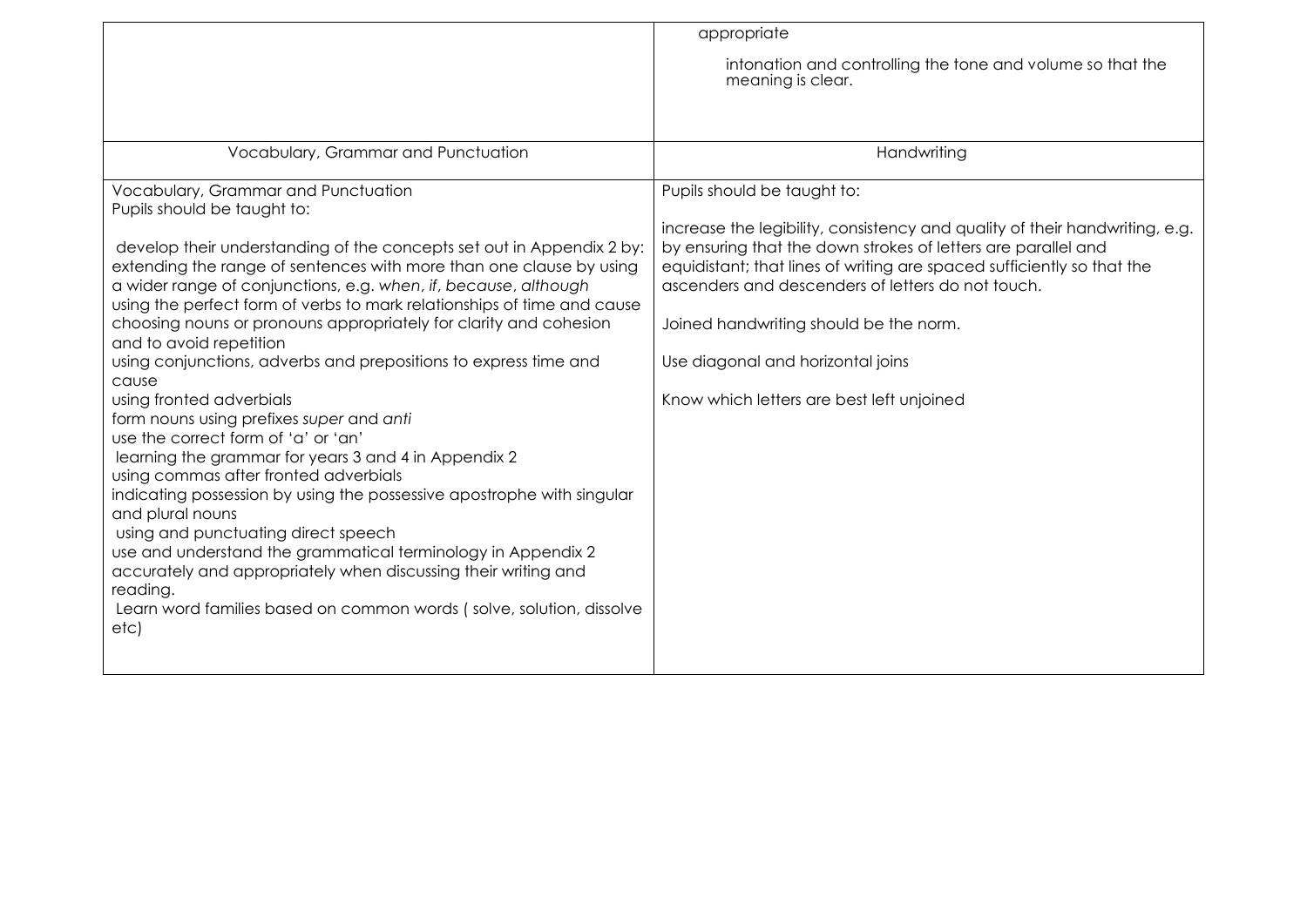| | appropriate<br><br>intonation and controlling the tone and volume so that the meaning is clear. |
|---|---|
| Vocabulary, Grammar and Punctuation | Handwriting |
| Vocabulary, Grammar and Punctuation<br>Pupils should be taught to:<br><br>develop their understanding of the concepts set out in Appendix 2 by: extending the range of sentences with more than one clause by using a wider range of conjunctions, e.g. *when*, *if*, *because*, *although*<br>using the perfect form of verbs to mark relationships of time and cause<br>choosing nouns or pronouns appropriately for clarity and cohesion and to avoid repetition<br>using conjunctions, adverbs and prepositions to express time and cause<br>using fronted adverbials<br>form nouns using prefixes *super* and *anti*<br>use the correct form of 'a' or 'an'<br>learning the grammar for years 3 and 4 in Appendix 2<br>using commas after fronted adverbials<br>indicating possession by using the possessive apostrophe with singular and plural nouns<br>using and punctuating direct speech<br>use and understand the grammatical terminology in Appendix 2 accurately and appropriately when discussing their writing and reading.<br>Learn word families based on common words ( solve, solution, dissolve etc) | Pupils should be taught to:<br><br>increase the legibility, consistency and quality of their handwriting, e.g. by ensuring that the down strokes of letters are parallel and equidistant; that lines of writing are spaced sufficiently so that the ascenders and descenders of letters do not touch.<br><br>Joined handwriting should be the norm.<br><br>Use diagonal and horizontal joins<br><br>Know which letters are best left unjoined |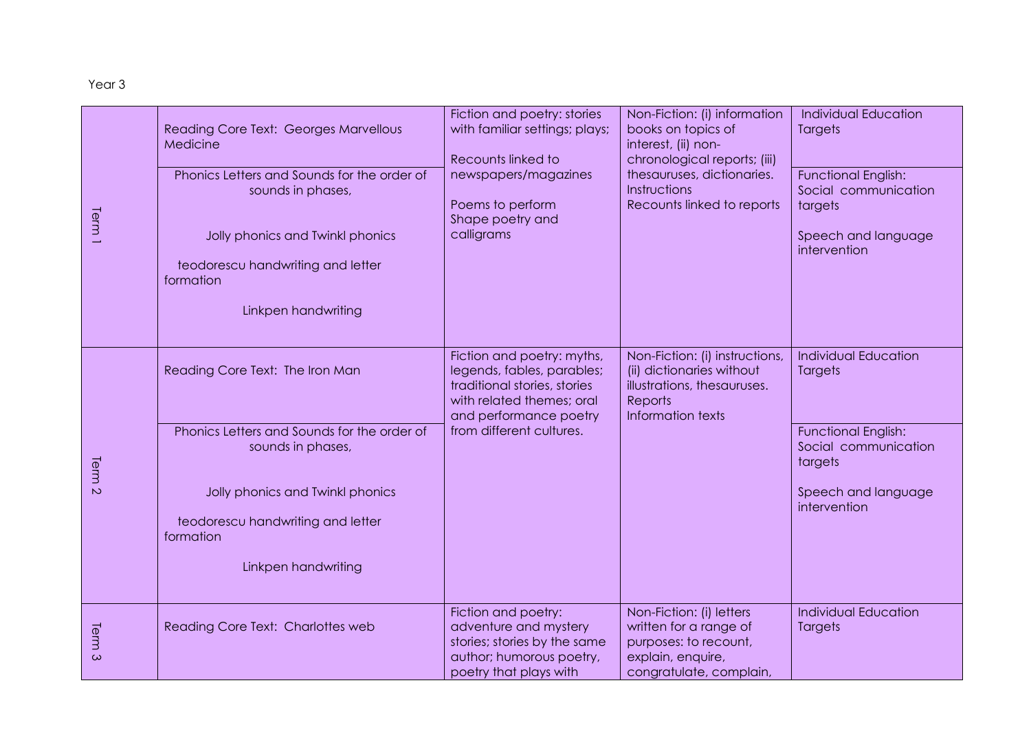Year 3

| | | | | |
|---|---|---|---|---|
| Term 1 | Reading Core Text: Georges Marvellous Medicine | Fiction and poetry: stories with familiar settings; plays;<br><br>Recounts linked to newspapers/magazines<br><br>Poems to perform<br>Shape poetry and calligrams | Non-Fiction: (i) information books on topics of interest, (ii) non-chronological reports; (iii) thesauruses, dictionaries.<br>Instructions<br>Recounts linked to reports | Individual Education Targets |
| | Phonics Letters and Sounds for the order of sounds in phases,<br><br>Jolly phonics and Twinkl phonics<br><br>teodorescu handwriting and letter formation<br><br>Linkpen handwriting | | | Functional English: Social communication targets<br><br>Speech and language intervention |
| Term 2 | Reading Core Text: The Iron Man | Fiction and poetry: myths, legends, fables, parables; traditional stories, stories with related themes; oral and performance poetry from different cultures. | Non-Fiction: (i) instructions, (ii) dictionaries without illustrations, thesauruses.<br>Reports<br>Information texts | Individual Education Targets |
| | Phonics Letters and Sounds for the order of sounds in phases,<br><br>Jolly phonics and Twinkl phonics<br><br>teodorescu handwriting and letter formation<br><br>Linkpen handwriting | | | Functional English: Social communication targets<br><br>Speech and language intervention |
| Term 3 | Reading Core Text: Charlottes web | Fiction and poetry: adventure and mystery stories; stories by the same author; humorous poetry, poetry that plays with | Non-Fiction: (i) letters written for a range of purposes: to recount, explain, enquire, congratulate, complain, | Individual Education Targets |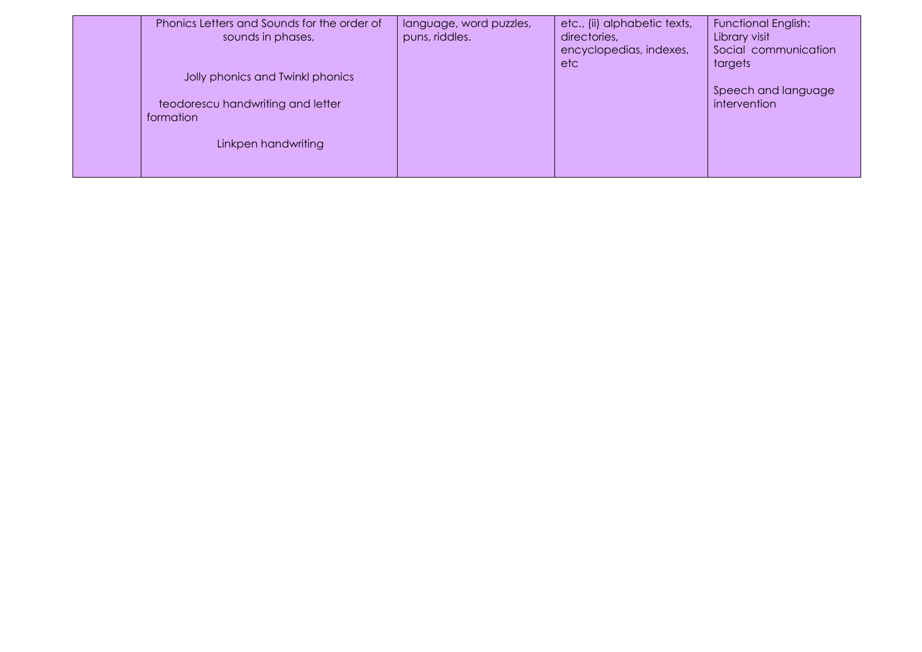|  | Phonics Letters and Sounds for the order of sounds in phases,<br><br>Jolly phonics and Twinkl phonics<br><br>teodorescu handwriting and letter formation<br><br>Linkpen handwriting | language, word puzzles, puns, riddles. | etc., (ii) alphabetic texts, directories, encyclopedias, indexes, etc | Functional English:<br>Library visit<br>Social communication targets<br><br>Speech and language intervention |
|---|---|---|---|---|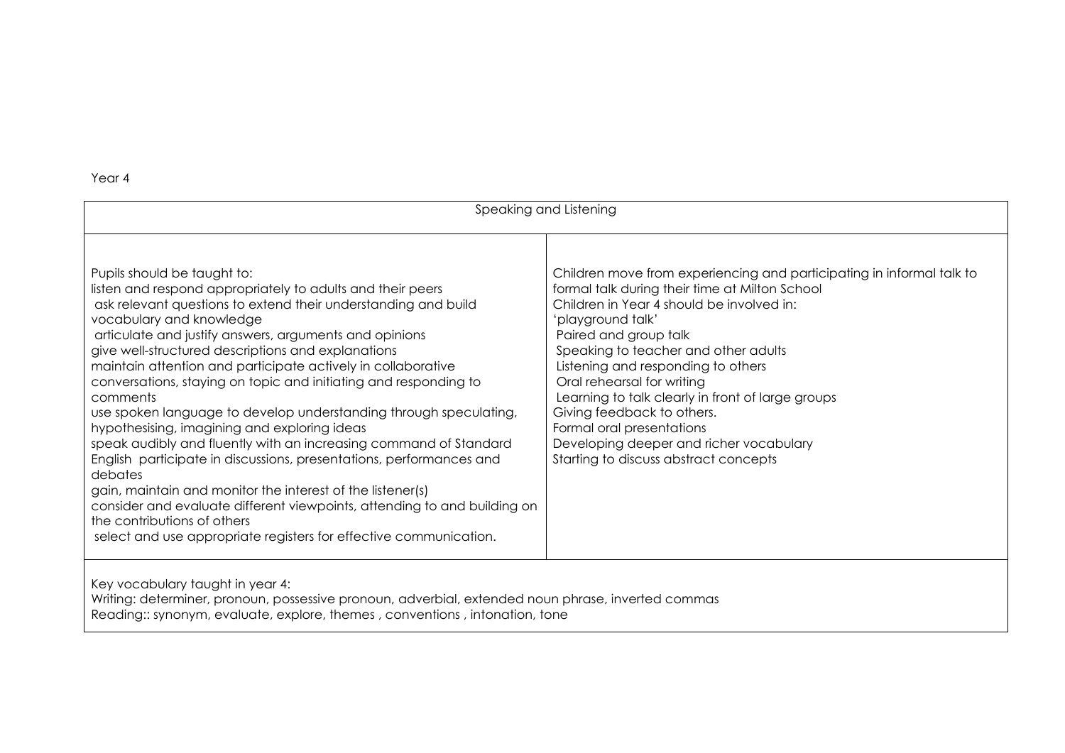Year 4

| Speaking and Listening | |
|---|---|
| Pupils should be taught to:<br>listen and respond appropriately to adults and their peers<br>ask relevant questions to extend their understanding and build vocabulary and knowledge<br>articulate and justify answers, arguments and opinions<br>give well-structured descriptions and explanations<br>maintain attention and participate actively in collaborative conversations, staying on topic and initiating and responding to comments<br>use spoken language to develop understanding through speculating, hypothesising, imagining and exploring ideas<br>speak audibly and fluently with an increasing command of Standard English participate in discussions, presentations, performances and debates<br>gain, maintain and monitor the interest of the listener(s)<br>consider and evaluate different viewpoints, attending to and building on the contributions of others<br>select and use appropriate registers for effective communication. | Children move from experiencing and participating in informal talk to formal talk during their time at Milton School<br>Children in Year 4 should be involved in:<br>'playground talk'<br>Paired and group talk<br>Speaking to teacher and other adults<br>Listening and responding to others<br>Oral rehearsal for writing<br>Learning to talk clearly in front of large groups<br>Giving feedback to others.<br>Formal oral presentations<br>Developing deeper and richer vocabulary<br>Starting to discuss abstract concepts |
| Key vocabulary taught in year 4:<br>Writing: determiner, pronoun, possessive pronoun, adverbial, extended noun phrase, inverted commas<br>Reading:: synonym, evaluate, explore, themes , conventions , intonation, tone | |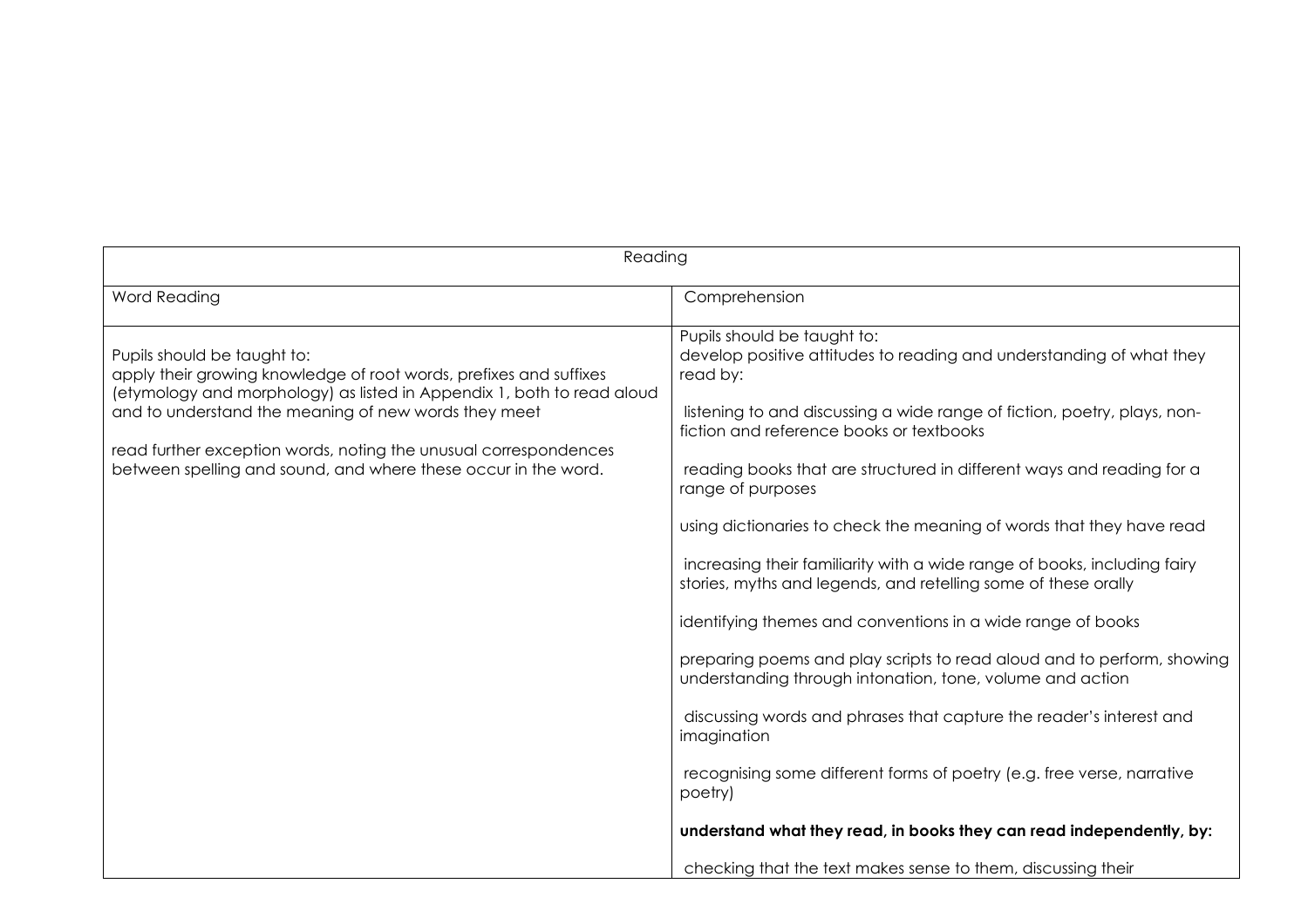| Reading | |
|---|---|
| Word Reading | Comprehension |
| Pupils should be taught to:<br>apply their growing knowledge of root words, prefixes and suffixes (etymology and morphology) as listed in Appendix 1, both to read aloud and to understand the meaning of new words they meet<br><br>read further exception words, noting the unusual correspondences between spelling and sound, and where these occur in the word. | Pupils should be taught to:<br>develop positive attitudes to reading and understanding of what they read by:<br><br>listening to and discussing a wide range of fiction, poetry, plays, non-fiction and reference books or textbooks<br><br>reading books that are structured in different ways and reading for a range of purposes<br><br>using dictionaries to check the meaning of words that they have read<br><br>increasing their familiarity with a wide range of books, including fairy stories, myths and legends, and retelling some of these orally<br><br>identifying themes and conventions in a wide range of books<br><br>preparing poems and play scripts to read aloud and to perform, showing understanding through intonation, tone, volume and action<br><br>discussing words and phrases that capture the reader's interest and imagination<br><br>recognising some different forms of poetry (e.g. free verse, narrative poetry)<br><br>**understand what they read, in books they can read independently, by:**<br><br>checking that the text makes sense to them, discussing their |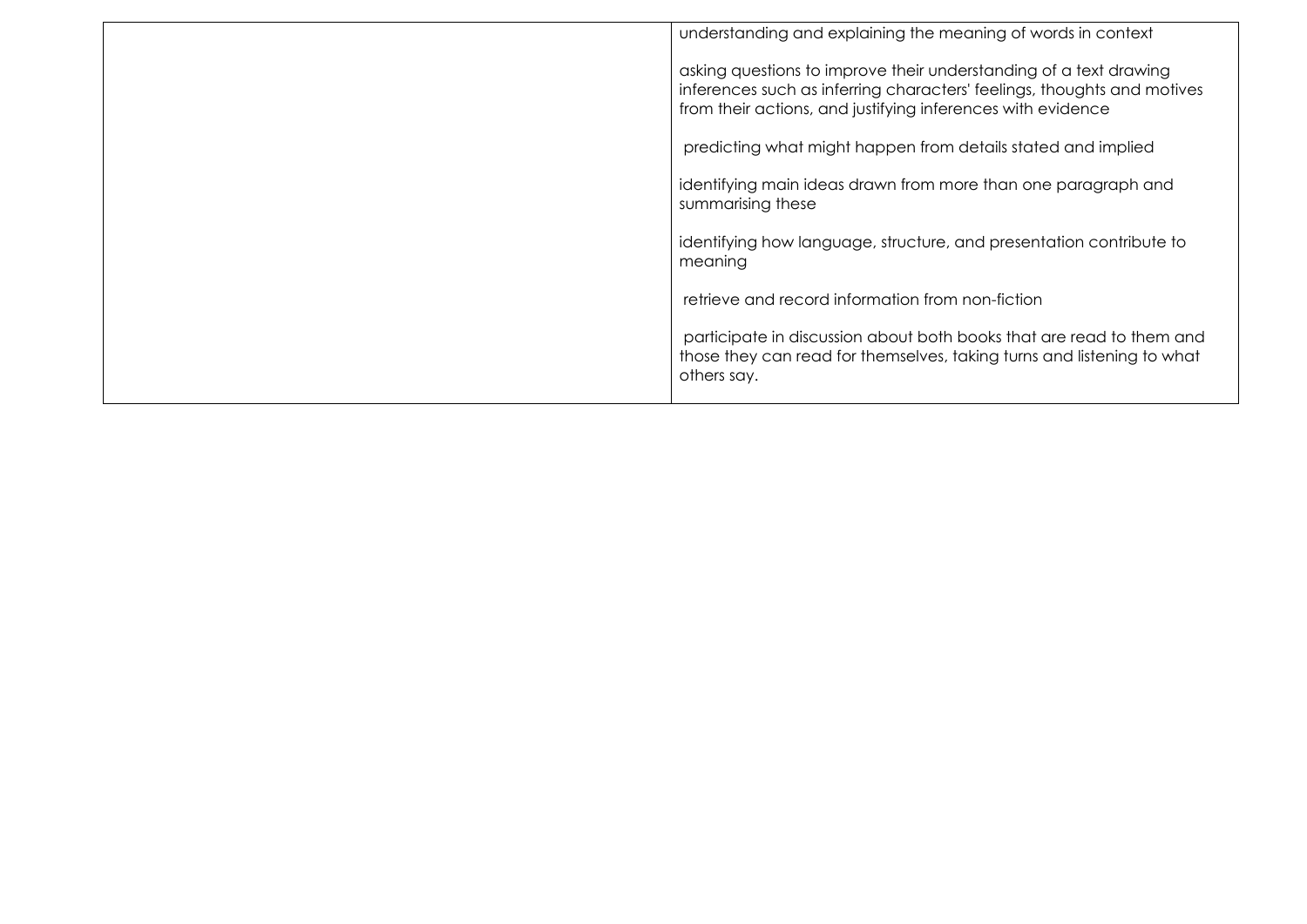|  | understanding and explaining the meaning of words in context<br><br>asking questions to improve their understanding of a text drawing inferences such as inferring characters' feelings, thoughts and motives from their actions, and justifying inferences with evidence<br><br>predicting what might happen from details stated and implied<br><br>identifying main ideas drawn from more than one paragraph and summarising these<br><br>identifying how language, structure, and presentation contribute to meaning<br><br>retrieve and record information from non-fiction<br><br>participate in discussion about both books that are read to them and those they can read for themselves, taking turns and listening to what others say. |
|---|---|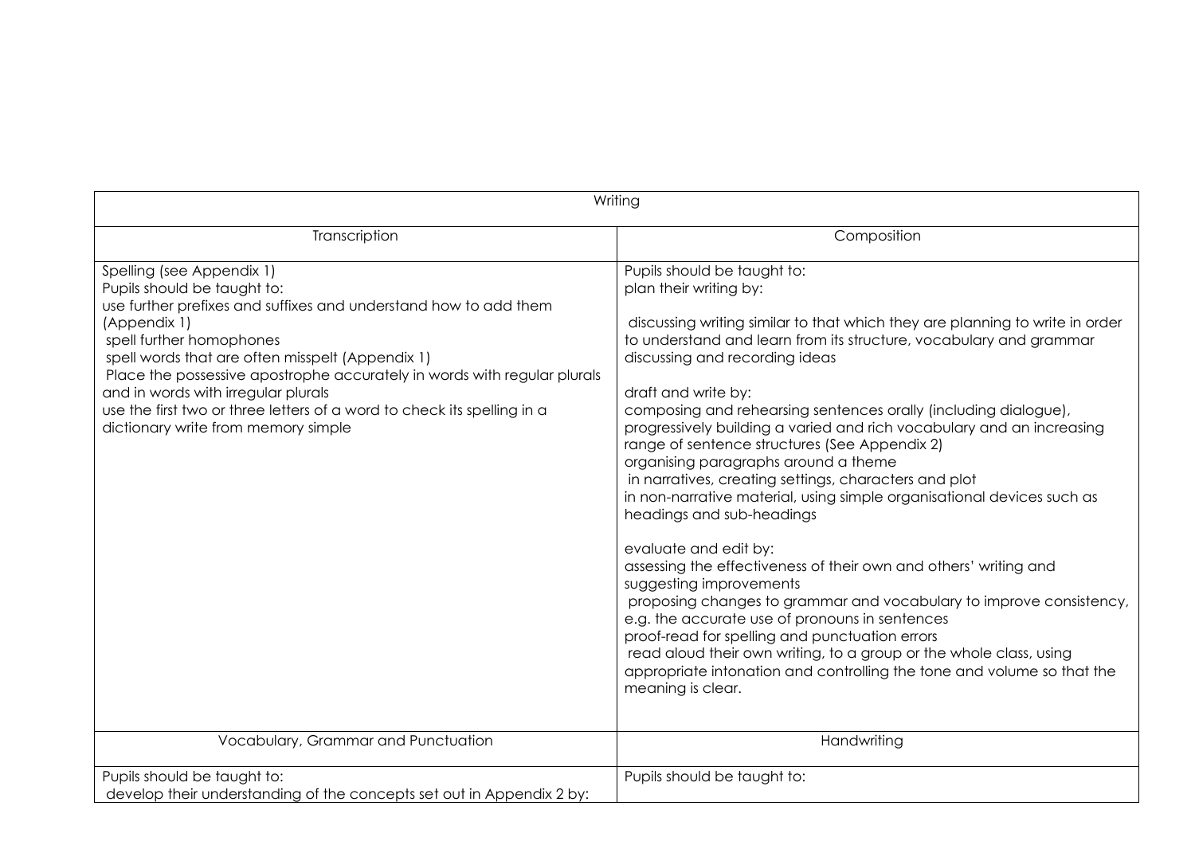| Writing | |
|---|---|
| Transcription | Composition |
| Spelling (see Appendix 1)<br>Pupils should be taught to:<br>use further prefixes and suffixes and understand how to add them (Appendix 1)<br>spell further homophones<br>spell words that are often misspelt (Appendix 1)<br>Place the possessive apostrophe accurately in words with regular plurals and in words with irregular plurals<br>use the first two or three letters of a word to check its spelling in a dictionary write from memory simple | Pupils should be taught to:<br>plan their writing by:<br><br>discussing writing similar to that which they are planning to write in order to understand and learn from its structure, vocabulary and grammar<br>discussing and recording ideas<br><br>draft and write by:<br>composing and rehearsing sentences orally (including dialogue), progressively building a varied and rich vocabulary and an increasing range of sentence structures (See Appendix 2)<br>organising paragraphs around a theme<br>in narratives, creating settings, characters and plot<br>in non-narrative material, using simple organisational devices such as headings and sub-headings<br><br>evaluate and edit by:<br>assessing the effectiveness of their own and others' writing and suggesting improvements<br>proposing changes to grammar and vocabulary to improve consistency, e.g. the accurate use of pronouns in sentences<br>proof-read for spelling and punctuation errors<br>read aloud their own writing, to a group or the whole class, using appropriate intonation and controlling the tone and volume so that the meaning is clear. |
| Vocabulary, Grammar and Punctuation | Handwriting |
| Pupils should be taught to:<br>develop their understanding of the concepts set out in Appendix 2 by: | Pupils should be taught to: |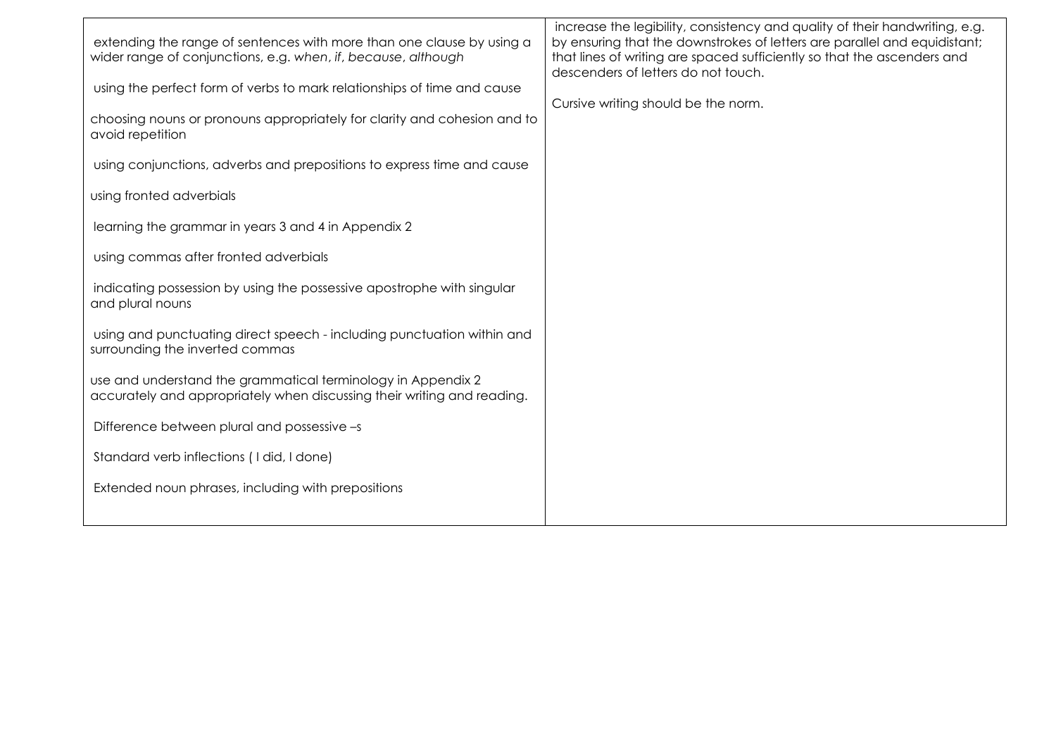| | |
|---|---|
| extending the range of sentences with more than one clause by using a wider range of conjunctions, e.g. *when*, *if*, *because*, *although*<br><br>using the perfect form of verbs to mark relationships of time and cause<br><br>choosing nouns or pronouns appropriately for clarity and cohesion and to avoid repetition<br><br>using conjunctions, adverbs and prepositions to express time and cause<br><br>using fronted adverbials<br><br>learning the grammar in years 3 and 4 in Appendix 2<br><br>using commas after fronted adverbials<br><br>indicating possession by using the possessive apostrophe with singular and plural nouns<br><br>using and punctuating direct speech - including punctuation within and surrounding the inverted commas<br><br>use and understand the grammatical terminology in Appendix 2 accurately and appropriately when discussing their writing and reading.<br><br>Difference between plural and possessive –s<br><br>Standard verb inflections ( I did, I done)<br><br>Extended noun phrases, including with prepositions | increase the legibility, consistency and quality of their handwriting, e.g. by ensuring that the downstrokes of letters are parallel and equidistant; that lines of writing are spaced sufficiently so that the ascenders and descenders of letters do not touch.<br><br>Cursive writing should be the norm. |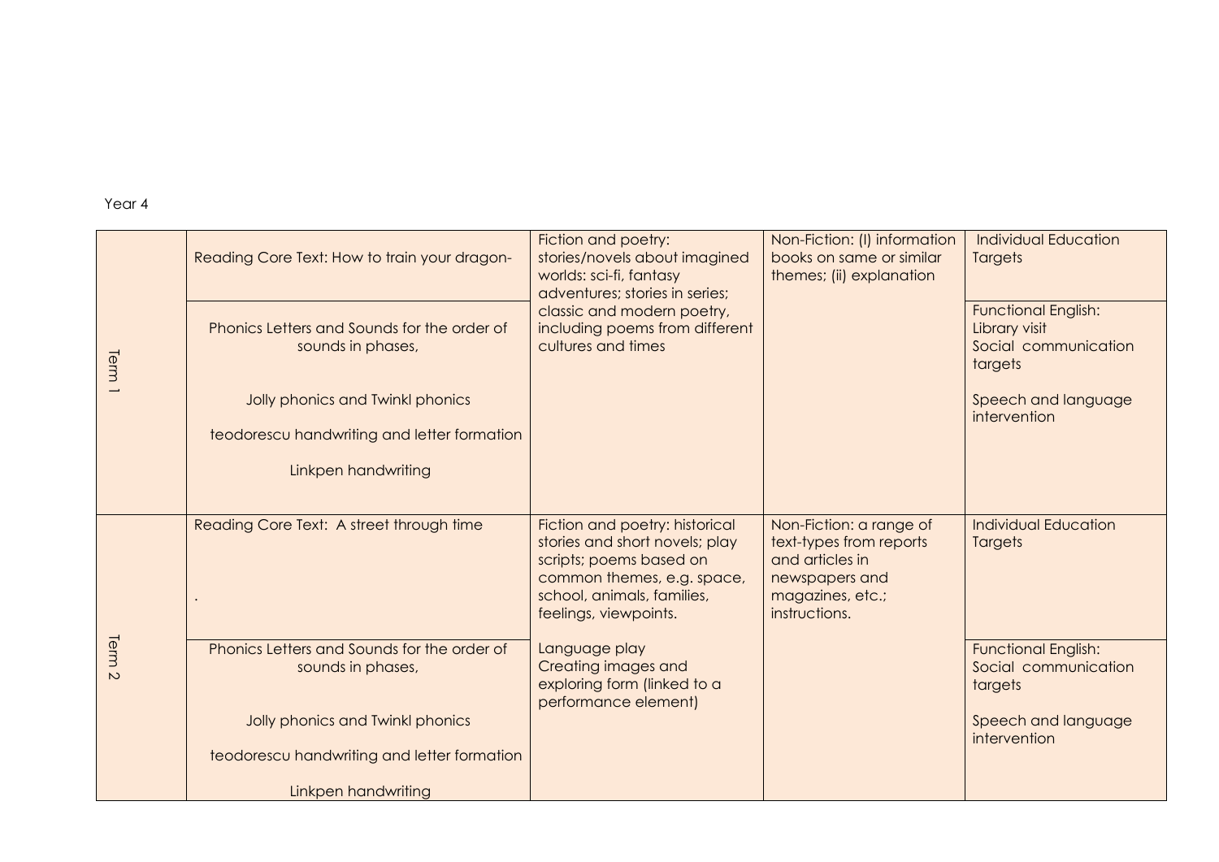Year 4

| | | | | |
|---|---|---|---|---|
| Term 1 | Reading Core Text: How to train your dragon- | Fiction and poetry: stories/novels about imagined worlds: sci-fi, fantasy adventures; stories in series; classic and modern poetry, including poems from different cultures and times | Non-Fiction: (I) information books on same or similar themes; (ii) explanation | Individual Education Targets |
| | Phonics Letters and Sounds for the order of sounds in phases,<br><br>Jolly phonics and Twinkl phonics<br><br>teodorescu handwriting and letter formation<br><br>Linkpen handwriting | | | Functional English:<br>Library visit<br>Social communication targets<br><br>Speech and language intervention |
| Term 2 | Reading Core Text: A street through time<br><br>. | Fiction and poetry: historical stories and short novels; play scripts; poems based on common themes, e.g. space, school, animals, families, feelings, viewpoints. | Non-Fiction: a range of text-types from reports and articles in newspapers and magazines, etc.; instructions. | Individual Education Targets |
| | Phonics Letters and Sounds for the order of sounds in phases,<br><br>Jolly phonics and Twinkl phonics<br><br>teodorescu handwriting and letter formation<br><br>Linkpen handwriting | Language play<br>Creating images and exploring form (linked to a performance element) | | Functional English:<br>Social communication targets<br><br>Speech and language intervention |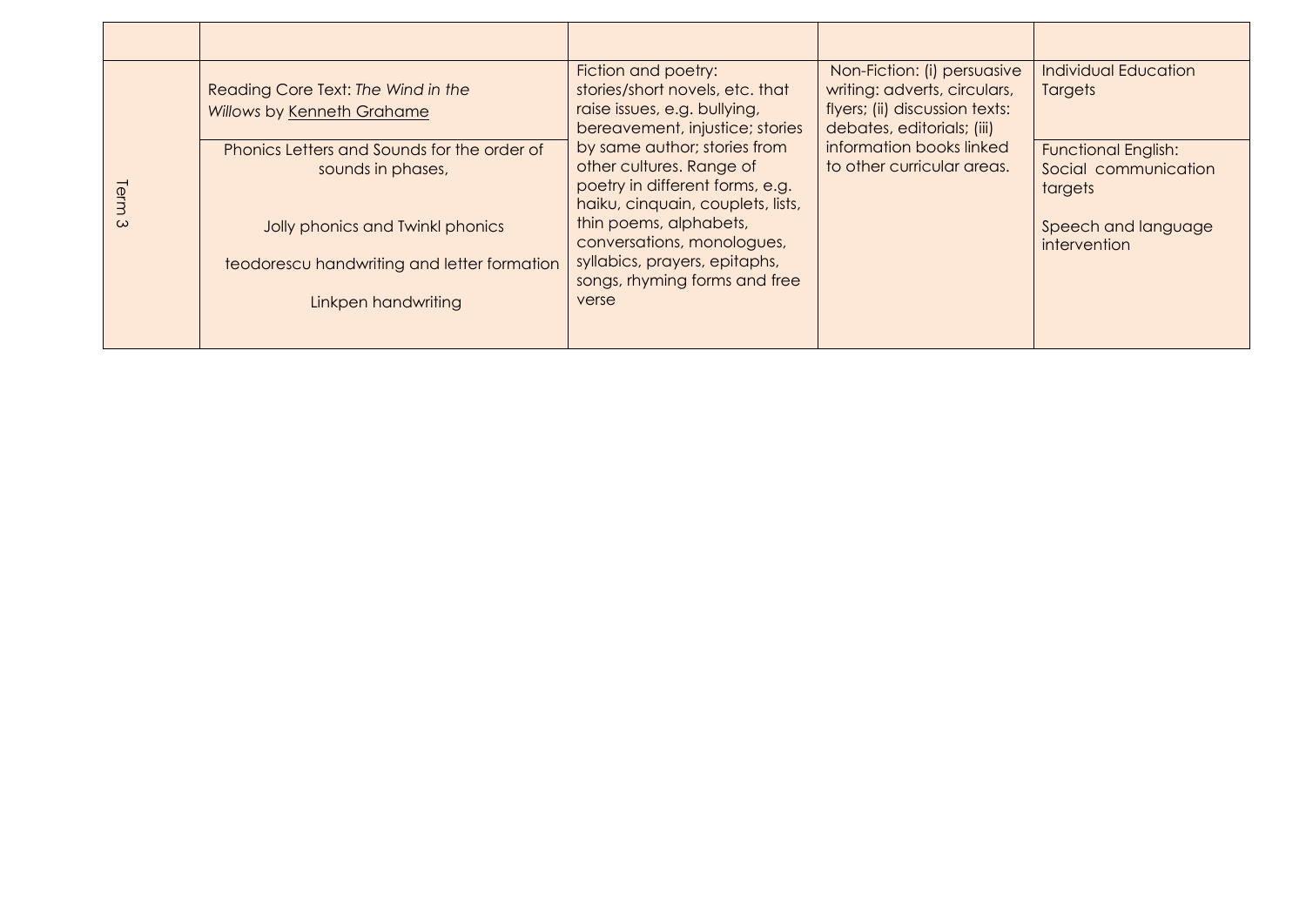| | | | | |
|---|---|---|---|---|
| Term 3 | Reading Core Text: *The Wind in the Willows* by Kenneth Grahame<br><br>Phonics Letters and Sounds for the order of sounds in phases,<br><br>Jolly phonics and Twinkl phonics<br><br>teodorescu handwriting and letter formation<br><br>Linkpen handwriting | Fiction and poetry: stories/short novels, etc. that raise issues, e.g. bullying, bereavement, injustice; stories by same author; stories from other cultures. Range of poetry in different forms, e.g. haiku, cinquain, couplets, lists, thin poems, alphabets, conversations, monologues, syllabics, prayers, epitaphs, songs, rhyming forms and free verse | Non-Fiction: (i) persuasive writing: adverts, circulars, flyers; (ii) discussion texts: debates, editorials; (iii) information books linked to other curricular areas. | Individual Education Targets<br><br>Functional English: Social communication targets<br><br>Speech and language intervention |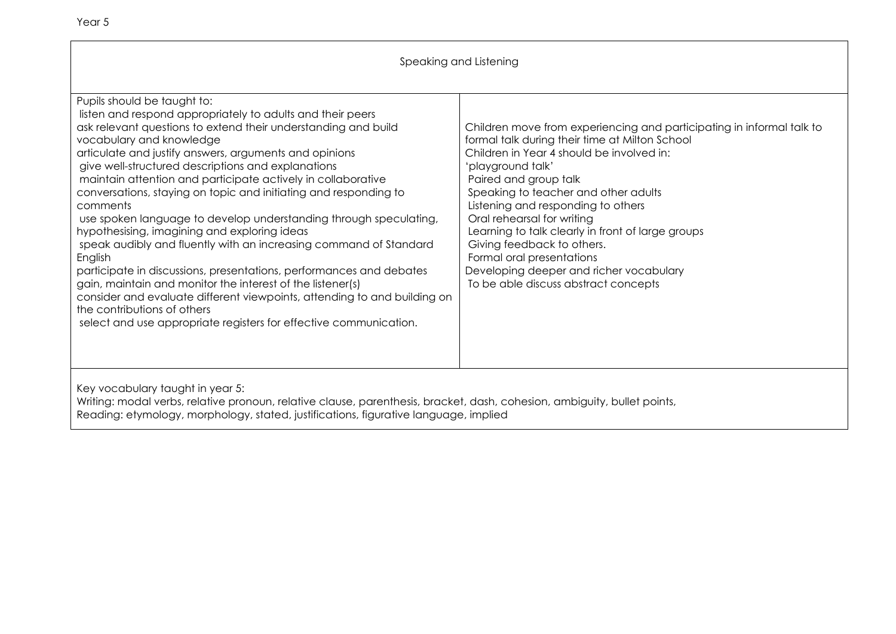Year 5

| Speaking and Listening | |
|---|---|
| Pupils should be taught to:<br>listen and respond appropriately to adults and their peers<br>ask relevant questions to extend their understanding and build vocabulary and knowledge<br>articulate and justify answers, arguments and opinions<br>give well-structured descriptions and explanations<br>maintain attention and participate actively in collaborative conversations, staying on topic and initiating and responding to comments<br>use spoken language to develop understanding through speculating, hypothesising, imagining and exploring ideas<br>speak audibly and fluently with an increasing command of Standard English<br>participate in discussions, presentations, performances and debates<br>gain, maintain and monitor the interest of the listener(s)<br>consider and evaluate different viewpoints, attending to and building on the contributions of others<br>select and use appropriate registers for effective communication. | Children move from experiencing and participating in informal talk to formal talk during their time at Milton School<br>Children in Year 4 should be involved in:<br>'playground talk'<br>Paired and group talk<br>Speaking to teacher and other adults<br>Listening and responding to others<br>Oral rehearsal for writing<br>Learning to talk clearly in front of large groups<br>Giving feedback to others.<br>Formal oral presentations<br>Developing deeper and richer vocabulary<br>To be able discuss abstract concepts |
| Key vocabulary taught in year 5:<br>Writing: modal verbs, relative pronoun, relative clause, parenthesis, bracket, dash, cohesion, ambiguity, bullet points,<br>Reading: etymology, morphology, stated, justifications, figurative language, implied | |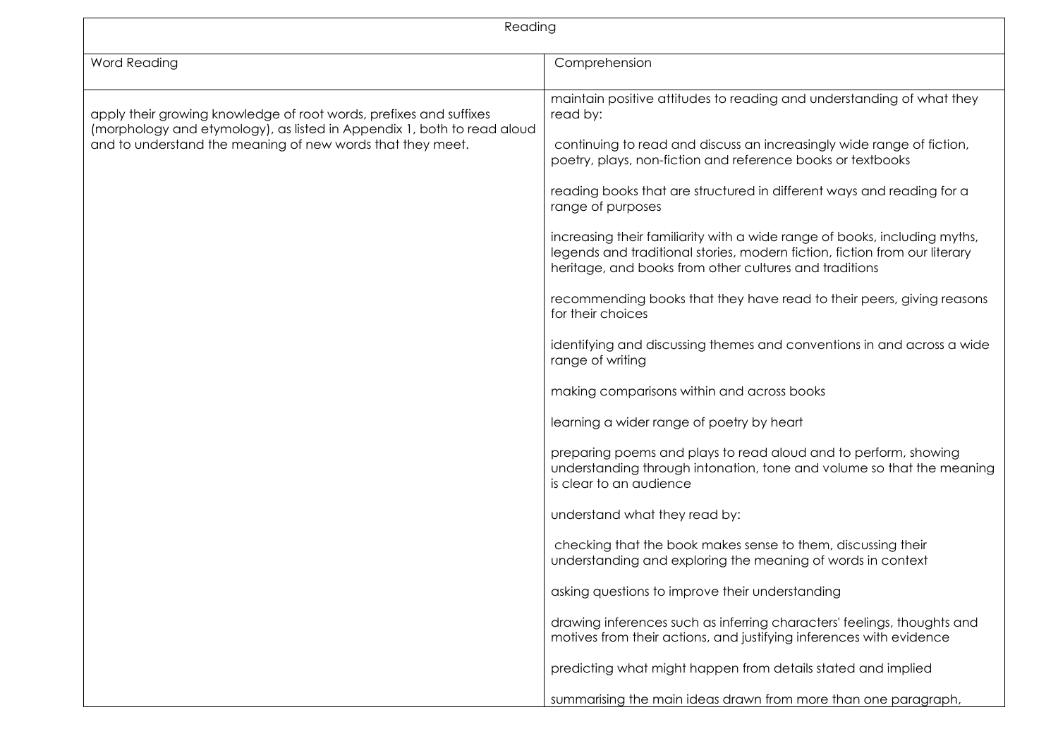| Reading | |
|---|---|
| Word Reading | Comprehension |
| apply their growing knowledge of root words, prefixes and suffixes (morphology and etymology), as listed in Appendix 1, both to read aloud and to understand the meaning of new words that they meet. | maintain positive attitudes to reading and understanding of what they read by:<br><br>continuing to read and discuss an increasingly wide range of fiction, poetry, plays, non-fiction and reference books or textbooks<br><br>reading books that are structured in different ways and reading for a range of purposes<br><br>increasing their familiarity with a wide range of books, including myths, legends and traditional stories, modern fiction, fiction from our literary heritage, and books from other cultures and traditions<br><br>recommending books that they have read to their peers, giving reasons for their choices<br><br>identifying and discussing themes and conventions in and across a wide range of writing<br><br>making comparisons within and across books<br><br>learning a wider range of poetry by heart<br><br>preparing poems and plays to read aloud and to perform, showing understanding through intonation, tone and volume so that the meaning is clear to an audience<br><br>understand what they read by:<br><br>checking that the book makes sense to them, discussing their understanding and exploring the meaning of words in context<br><br>asking questions to improve their understanding<br><br>drawing inferences such as inferring characters' feelings, thoughts and motives from their actions, and justifying inferences with evidence<br><br>predicting what might happen from details stated and implied<br><br>summarising the main ideas drawn from more than one paragraph, |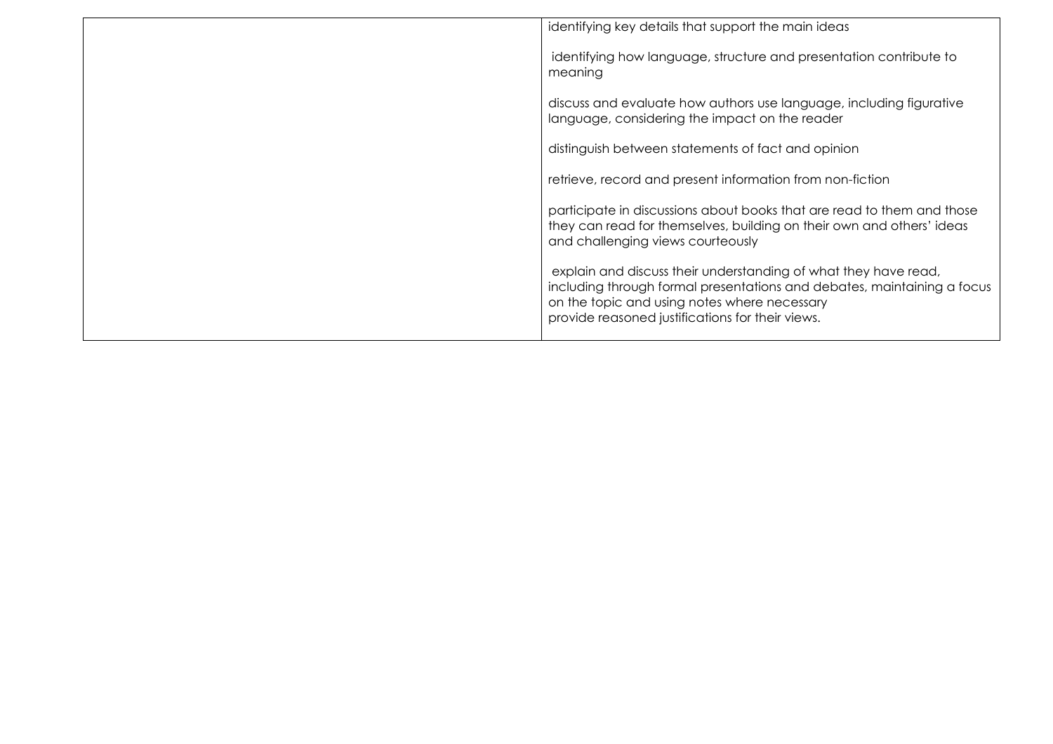| | |
|---|---|
| | identifying key details that support the main ideas<br><br>identifying how language, structure and presentation contribute to meaning<br><br>discuss and evaluate how authors use language, including figurative language, considering the impact on the reader<br><br>distinguish between statements of fact and opinion<br><br>retrieve, record and present information from non-fiction<br><br>participate in discussions about books that are read to them and those they can read for themselves, building on their own and others' ideas and challenging views courteously<br><br>explain and discuss their understanding of what they have read, including through formal presentations and debates, maintaining a focus on the topic and using notes where necessary<br>provide reasoned justifications for their views. |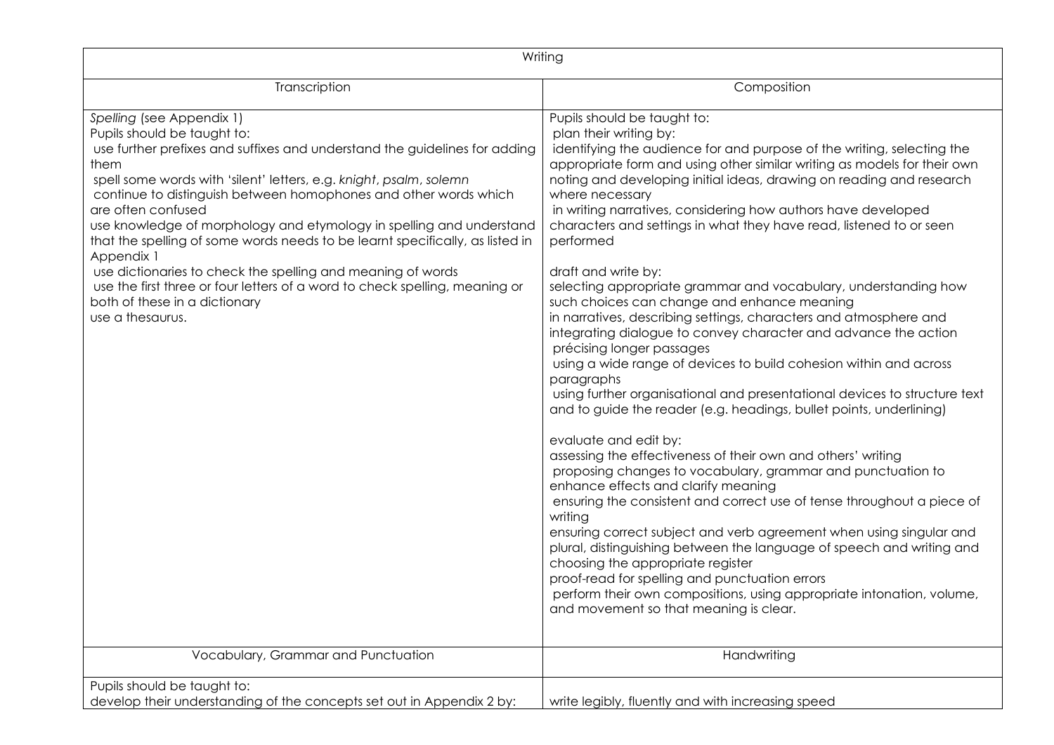| Writing | |
|---|---|
| Transcription | Composition |
| *Spelling* (see Appendix 1)<br>Pupils should be taught to:<br>use further prefixes and suffixes and understand the guidelines for adding them<br>spell some words with 'silent' letters, e.g. *knight*, *psalm*, *solemn*<br>continue to distinguish between homophones and other words which are often confused<br>use knowledge of morphology and etymology in spelling and understand that the spelling of some words needs to be learnt specifically, as listed in Appendix 1<br>use dictionaries to check the spelling and meaning of words<br>use the first three or four letters of a word to check spelling, meaning or both of these in a dictionary<br>use a thesaurus. | Pupils should be taught to:<br>plan their writing by:<br>identifying the audience for and purpose of the writing, selecting the appropriate form and using other similar writing as models for their own<br>noting and developing initial ideas, drawing on reading and research where necessary<br>in writing narratives, considering how authors have developed characters and settings in what they have read, listened to or seen performed<br><br>draft and write by:<br>selecting appropriate grammar and vocabulary, understanding how such choices can change and enhance meaning<br>in narratives, describing settings, characters and atmosphere and integrating dialogue to convey character and advance the action<br>précising longer passages<br>using a wide range of devices to build cohesion within and across paragraphs<br>using further organisational and presentational devices to structure text and to guide the reader (e.g. headings, bullet points, underlining)<br><br>evaluate and edit by:<br>assessing the effectiveness of their own and others' writing<br>proposing changes to vocabulary, grammar and punctuation to enhance effects and clarify meaning<br>ensuring the consistent and correct use of tense throughout a piece of writing<br>ensuring correct subject and verb agreement when using singular and plural, distinguishing between the language of speech and writing and choosing the appropriate register<br>proof-read for spelling and punctuation errors<br>perform their own compositions, using appropriate intonation, volume, and movement so that meaning is clear. |
| Vocabulary, Grammar and Punctuation | Handwriting |
| Pupils should be taught to:<br>develop their understanding of the concepts set out in Appendix 2 by: | write legibly, fluently and with increasing speed |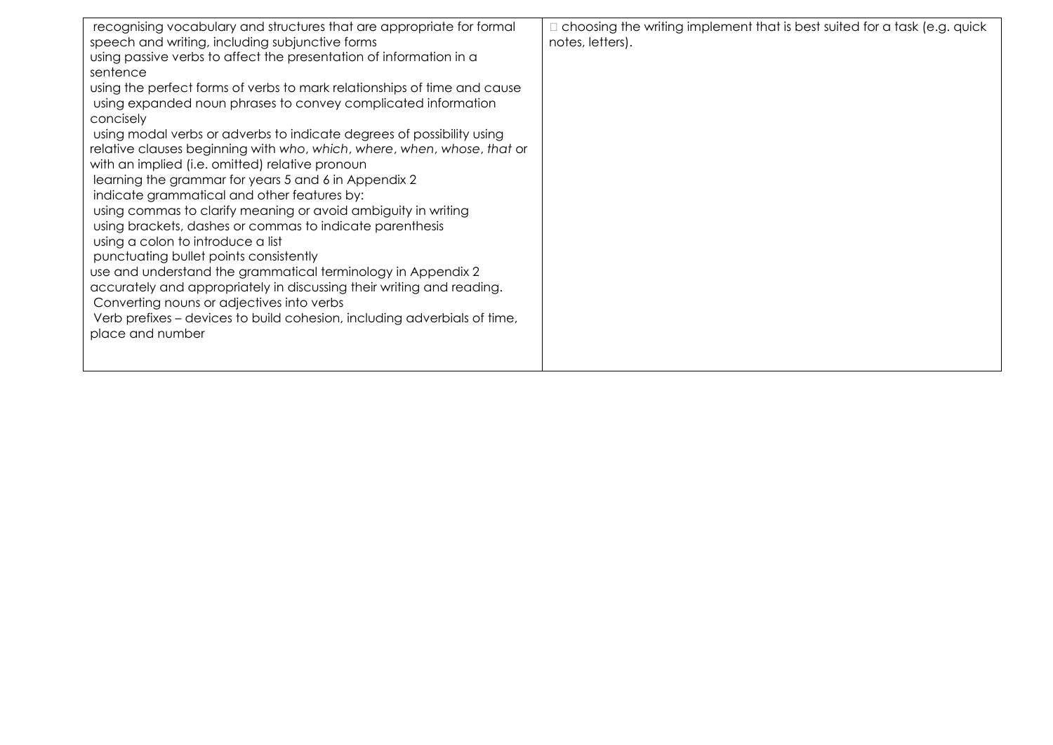| | |
|---|---|
| recognising vocabulary and structures that are appropriate for formal speech and writing, including subjunctive forms<br>using passive verbs to affect the presentation of information in a sentence<br>using the perfect forms of verbs to mark relationships of time and cause<br>using expanded noun phrases to convey complicated information concisely<br>using modal verbs or adverbs to indicate degrees of possibility using relative clauses beginning with *who*, *which*, *where*, *when*, *whose*, *that* or with an implied (i.e. omitted) relative pronoun<br>learning the grammar for years 5 and 6 in Appendix 2<br>indicate grammatical and other features by:<br>using commas to clarify meaning or avoid ambiguity in writing<br>using brackets, dashes or commas to indicate parenthesis<br>using a colon to introduce a list<br>punctuating bullet points consistently<br>use and understand the grammatical terminology in Appendix 2 accurately and appropriately in discussing their writing and reading.<br>Converting nouns or adjectives into verbs<br>Verb prefixes – devices to build cohesion, including adverbials of time, place and number | choosing the writing implement that is best suited for a task (e.g. quick notes, letters). |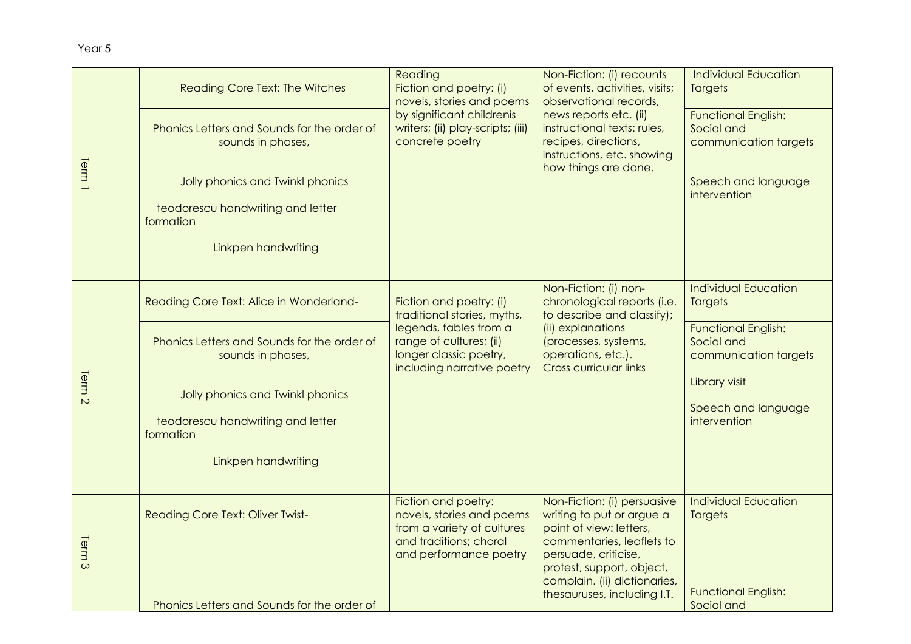Year 5

| | | | | |
|---|---|---|---|---|
| Term 1 | Reading Core Text: The Witches | Reading<br>Fiction and poetry: (i) novels, stories and poems by significant childrenís writers; (ii) play-scripts; (iii) concrete poetry | Non-Fiction: (i) recounts of events, activities, visits; observational records, news reports etc. (ii) instructional texts: rules, recipes, directions, instructions, etc. showing how things are done. | Individual Education Targets |
| | Phonics Letters and Sounds for the order of sounds in phases,<br><br>Jolly phonics and Twinkl phonics<br><br>teodorescu handwriting and letter formation<br><br>Linkpen handwriting | | | Functional English: Social and communication targets<br><br>Speech and language intervention |
| Term 2 | Reading Core Text: Alice in Wonderland- | Fiction and poetry: (i) traditional stories, myths, legends, fables from a range of cultures; (ii) longer classic poetry, including narrative poetry | Non-Fiction: (i) non-chronological reports (i.e. to describe and classify); (ii) explanations (processes, systems, operations, etc.).<br>Cross curricular links | Individual Education Targets |
| | Phonics Letters and Sounds for the order of sounds in phases,<br><br>Jolly phonics and Twinkl phonics<br><br>teodorescu handwriting and letter formation<br><br>Linkpen handwriting | | | Functional English: Social and communication targets<br><br>Library visit<br><br>Speech and language intervention |
| Term 3 | Reading Core Text: Oliver Twist- | Fiction and poetry: novels, stories and poems from a variety of cultures and traditions; choral and performance poetry | Non-Fiction: (i) persuasive writing to put or argue a point of view: letters, commentaries, leaflets to persuade, criticise, protest, support, object, complain. (ii) dictionaries, thesauruses, including I.T. | Individual Education Targets |
| | Phonics Letters and Sounds for the order of | | | Functional English: Social and |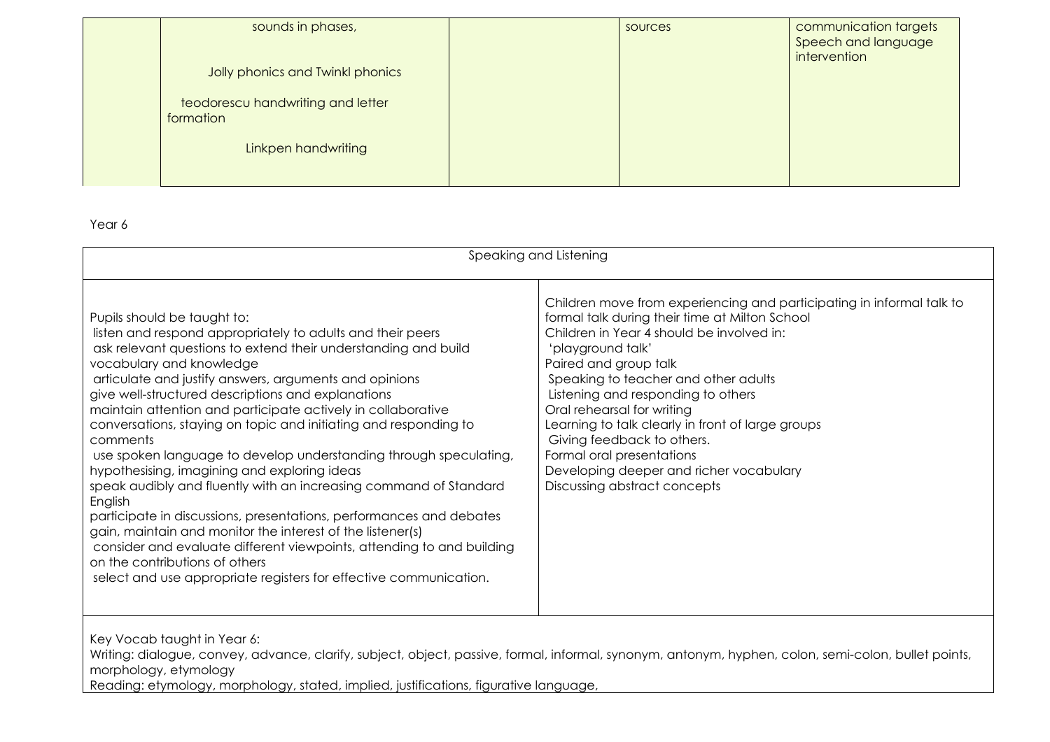| | | | | |
|---|---|---|---|---|
| | sounds in phases,<br><br>Jolly phonics and Twinkl phonics<br><br>teodorescu handwriting and letter formation<br><br>Linkpen handwriting | | sources | communication targets<br>Speech and language intervention |

Year 6

| Speaking and Listening | |
|---|---|
| Pupils should be taught to:<br>listen and respond appropriately to adults and their peers<br>ask relevant questions to extend their understanding and build vocabulary and knowledge<br>articulate and justify answers, arguments and opinions<br>give well-structured descriptions and explanations<br>maintain attention and participate actively in collaborative conversations, staying on topic and initiating and responding to comments<br>use spoken language to develop understanding through speculating, hypothesising, imagining and exploring ideas<br>speak audibly and fluently with an increasing command of Standard English<br>participate in discussions, presentations, performances and debates<br>gain, maintain and monitor the interest of the listener(s)<br>consider and evaluate different viewpoints, attending to and building on the contributions of others<br>select and use appropriate registers for effective communication. | Children move from experiencing and participating in informal talk to formal talk during their time at Milton School<br>Children in Year 4 should be involved in:<br>'playground talk'<br>Paired and group talk<br>Speaking to teacher and other adults<br>Listening and responding to others<br>Oral rehearsal for writing<br>Learning to talk clearly in front of large groups<br>Giving feedback to others.<br>Formal oral presentations<br>Developing deeper and richer vocabulary<br>Discussing abstract concepts |
| Key Vocab taught in Year 6:<br>Writing: dialogue, convey, advance, clarify, subject, object, passive, formal, informal, synonym, antonym, hyphen, colon, semi-colon, bullet points, morphology, etymology<br>Reading: etymology, morphology, stated, implied, justifications, figurative language, | |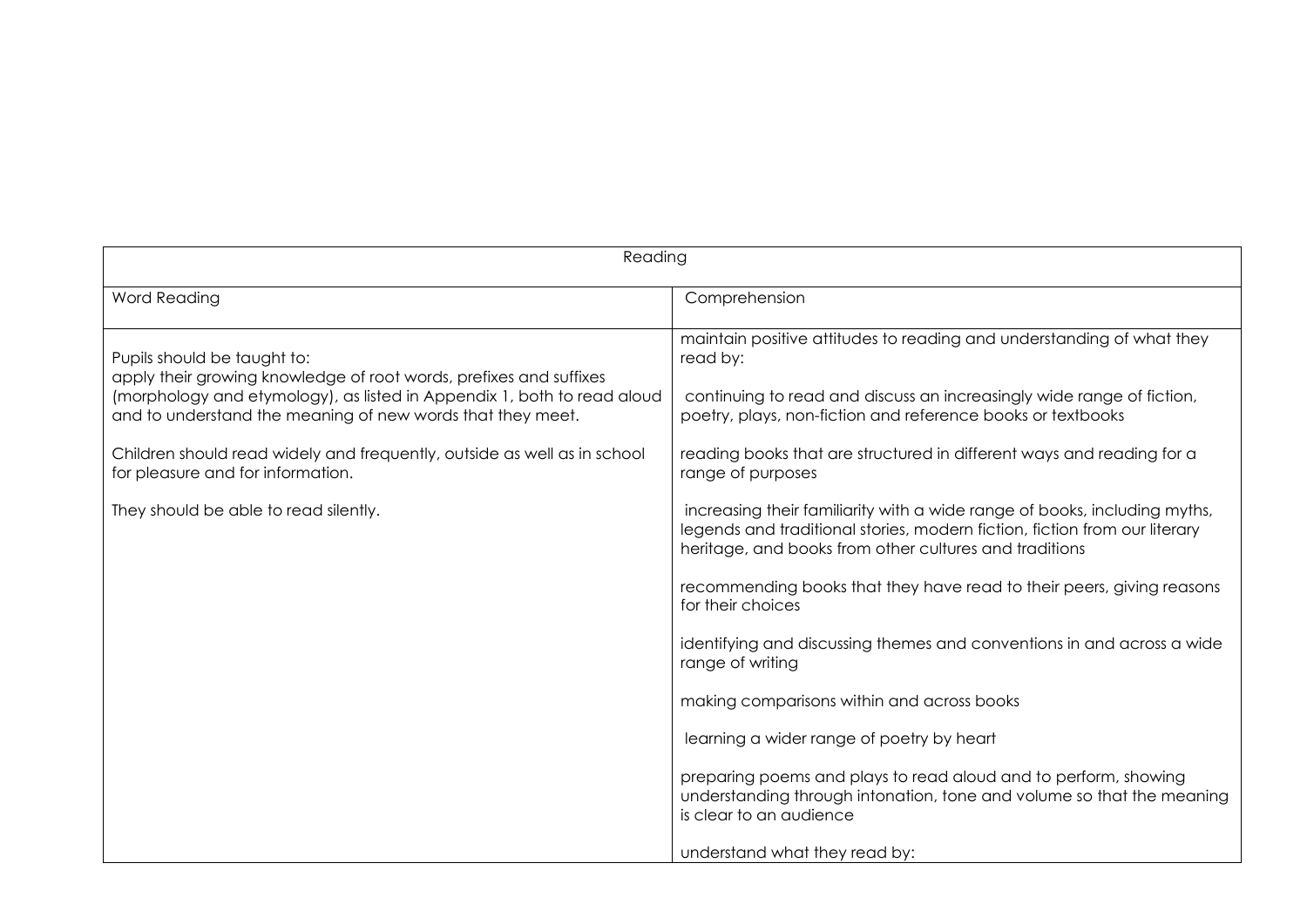| Reading | |
|---|---|
| Word Reading | Comprehension |
| Pupils should be taught to:<br>apply their growing knowledge of root words, prefixes and suffixes (morphology and etymology), as listed in Appendix 1, both to read aloud and to understand the meaning of new words that they meet.<br><br>Children should read widely and frequently, outside as well as in school for pleasure and for information.<br><br>They should be able to read silently. | maintain positive attitudes to reading and understanding of what they read by:<br><br>continuing to read and discuss an increasingly wide range of fiction, poetry, plays, non-fiction and reference books or textbooks<br><br>reading books that are structured in different ways and reading for a range of purposes<br><br>increasing their familiarity with a wide range of books, including myths, legends and traditional stories, modern fiction, fiction from our literary heritage, and books from other cultures and traditions<br><br>recommending books that they have read to their peers, giving reasons for their choices<br><br>identifying and discussing themes and conventions in and across a wide range of writing<br><br>making comparisons within and across books<br><br>learning a wider range of poetry by heart<br><br>preparing poems and plays to read aloud and to perform, showing understanding through intonation, tone and volume so that the meaning is clear to an audience<br><br>understand what they read by: |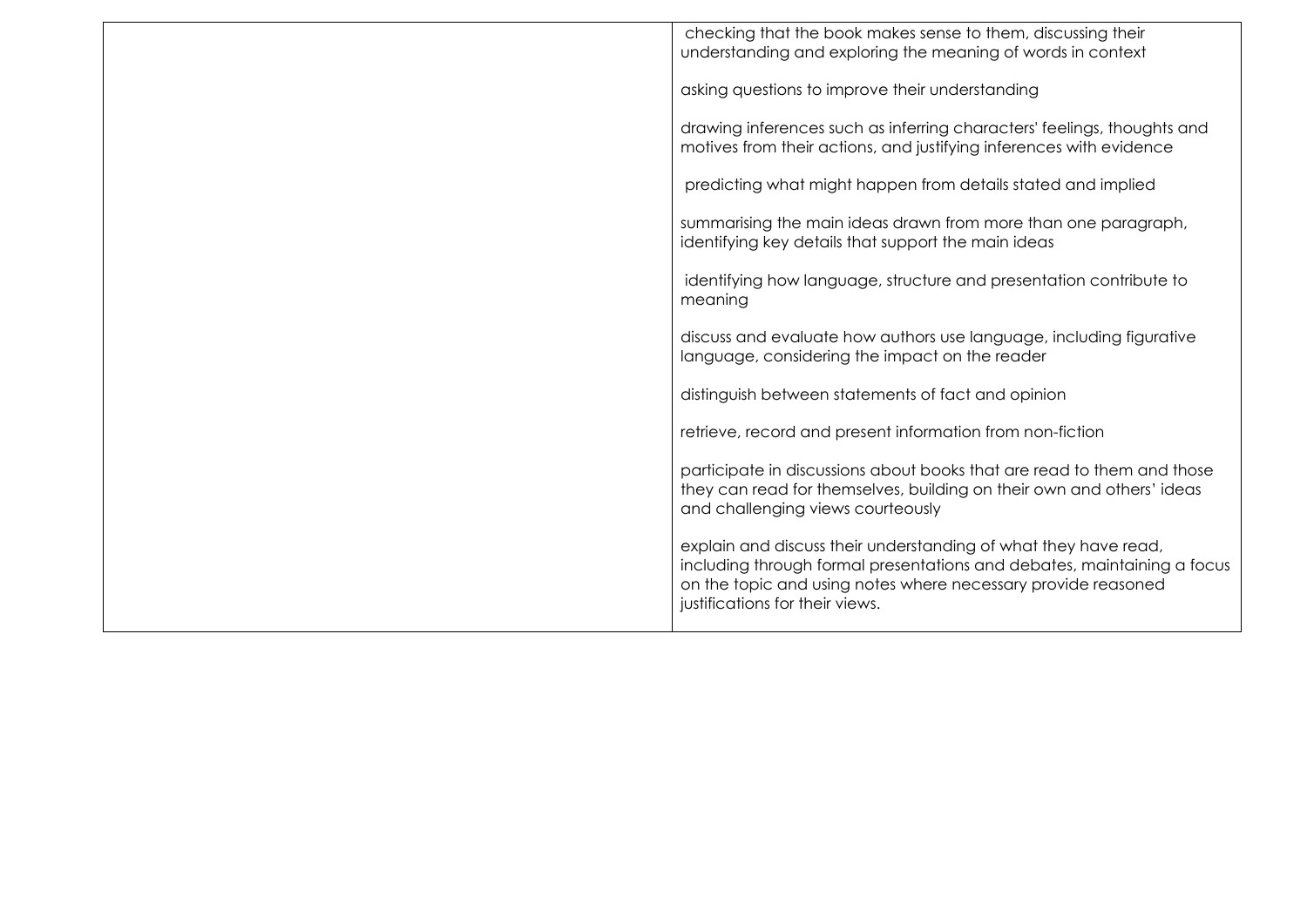| | |
|---|---|
| | checking that the book makes sense to them, discussing their understanding and exploring the meaning of words in context<br><br>asking questions to improve their understanding<br><br>drawing inferences such as inferring characters' feelings, thoughts and motives from their actions, and justifying inferences with evidence<br><br>predicting what might happen from details stated and implied<br><br>summarising the main ideas drawn from more than one paragraph, identifying key details that support the main ideas<br><br>identifying how language, structure and presentation contribute to meaning<br><br>discuss and evaluate how authors use language, including figurative language, considering the impact on the reader<br><br>distinguish between statements of fact and opinion<br><br>retrieve, record and present information from non-fiction<br><br>participate in discussions about books that are read to them and those they can read for themselves, building on their own and others' ideas and challenging views courteously<br><br>explain and discuss their understanding of what they have read, including through formal presentations and debates, maintaining a focus on the topic and using notes where necessary provide reasoned justifications for their views. |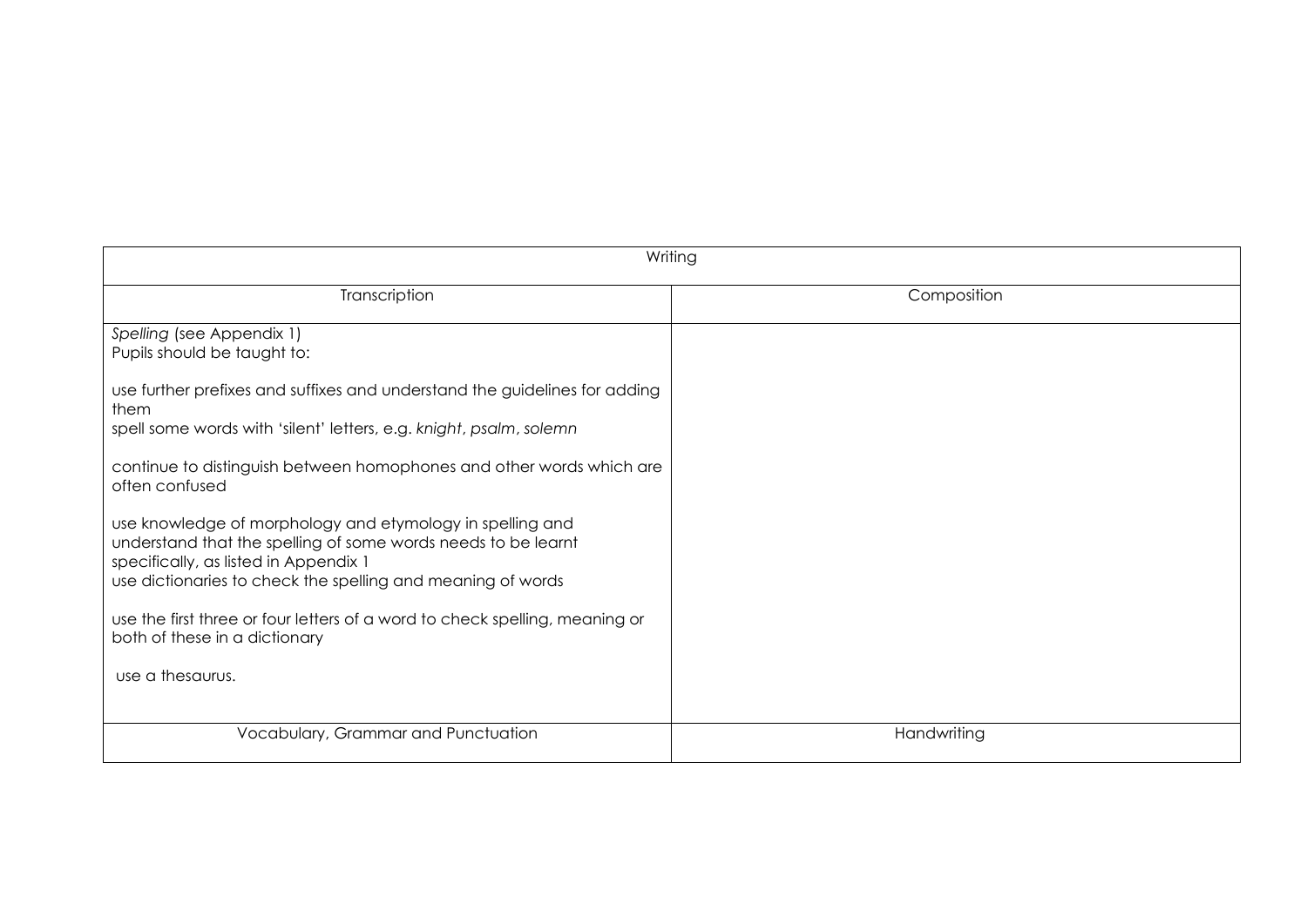| Writing | |
|---|---|
| Transcription | Composition |
| *Spelling* (see Appendix 1)<br>Pupils should be taught to:<br><br>use further prefixes and suffixes and understand the guidelines for adding them<br>spell some words with 'silent' letters, e.g. *knight*, *psalm*, *solemn*<br><br>continue to distinguish between homophones and other words which are often confused<br><br>use knowledge of morphology and etymology in spelling and understand that the spelling of some words needs to be learnt specifically, as listed in Appendix 1<br>use dictionaries to check the spelling and meaning of words<br><br>use the first three or four letters of a word to check spelling, meaning or both of these in a dictionary<br><br>use a thesaurus. | |
| Vocabulary, Grammar and Punctuation | Handwriting |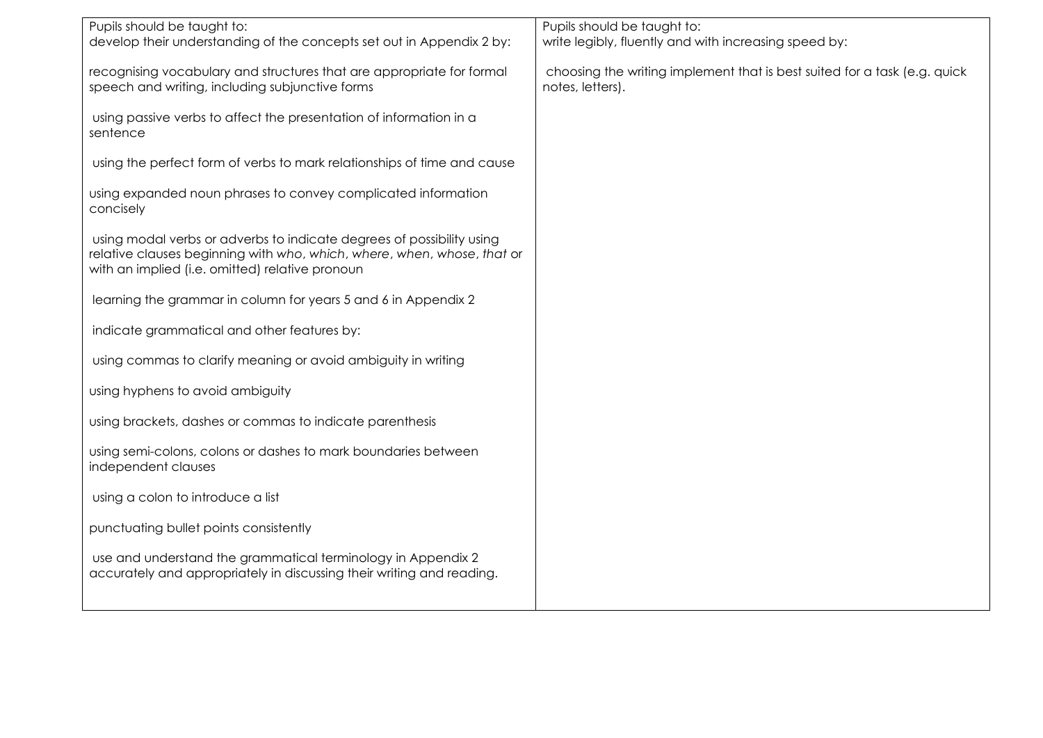| Pupils should be taught to:<br>develop their understanding of the concepts set out in Appendix 2 by:<br><br>recognising vocabulary and structures that are appropriate for formal speech and writing, including subjunctive forms<br><br>using passive verbs to affect the presentation of information in a sentence<br><br>using the perfect form of verbs to mark relationships of time and cause<br><br>using expanded noun phrases to convey complicated information concisely<br><br>using modal verbs or adverbs to indicate degrees of possibility using relative clauses beginning with *who*, *which*, *where*, *when*, *whose*, *that* or with an implied (i.e. omitted) relative pronoun<br><br>learning the grammar in column for years 5 and 6 in Appendix 2<br><br>indicate grammatical and other features by:<br><br>using commas to clarify meaning or avoid ambiguity in writing<br><br>using hyphens to avoid ambiguity<br><br>using brackets, dashes or commas to indicate parenthesis<br><br>using semi-colons, colons or dashes to mark boundaries between independent clauses<br><br>using a colon to introduce a list<br><br>punctuating bullet points consistently<br><br>use and understand the grammatical terminology in Appendix 2 accurately and appropriately in discussing their writing and reading. | Pupils should be taught to:<br>write legibly, fluently and with increasing speed by:<br><br>choosing the writing implement that is best suited for a task (e.g. quick notes, letters). |
|---|---|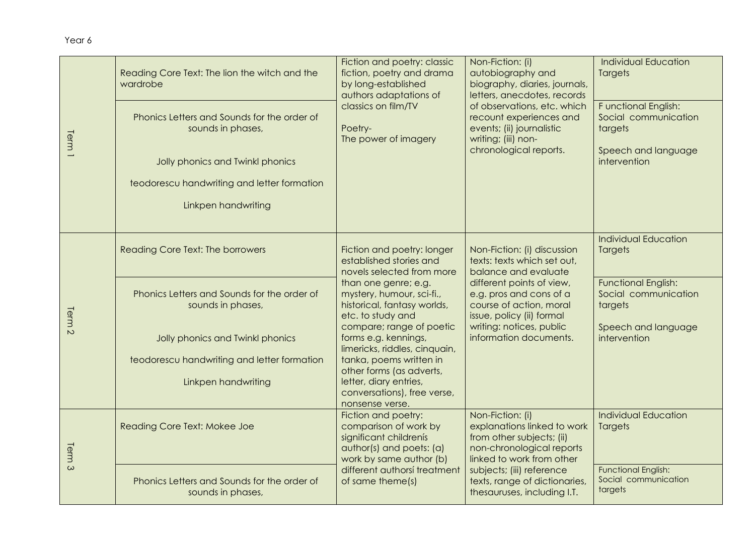Year 6

| | | | | |
|---|---|---|---|---|
| Term 1 | Reading Core Text: The lion the witch and the wardrobe<br><br>Phonics Letters and Sounds for the order of sounds in phases,<br><br>Jolly phonics and Twinkl phonics<br><br>teodorescu handwriting and letter formation<br><br>Linkpen handwriting | Fiction and poetry: classic fiction, poetry and drama by long-established authors adaptations of classics on film/TV<br><br>Poetry-<br>The power of imagery | Non-Fiction: (i) autobiography and biography, diaries, journals, letters, anecdotes, records of observations, etc. which recount experiences and events; (ii) journalistic writing; (iii) non-chronological reports. | Individual Education Targets<br><br>F unctional English: Social communication targets<br><br>Speech and language intervention |
| Term 2 | Reading Core Text: The borrowers<br><br>Phonics Letters and Sounds for the order of sounds in phases,<br><br>Jolly phonics and Twinkl phonics<br><br>teodorescu handwriting and letter formation<br><br>Linkpen handwriting | Fiction and poetry: longer established stories and novels selected from more than one genre; e.g. mystery, humour, sci-fi., historical, fantasy worlds, etc. to study and compare; range of poetic forms e.g. kennings, limericks, riddles, cinquain, tanka, poems written in other forms (as adverts, letter, diary entries, conversations), free verse, nonsense verse. | Non-Fiction: (i) discussion texts: texts which set out, balance and evaluate different points of view, e.g. pros and cons of a course of action, moral issue, policy (ii) formal writing: notices, public information documents. | Individual Education Targets<br><br>Functional English: Social communication targets<br><br>Speech and language intervention |
| Term 3 | Reading Core Text: Mokee Joe<br><br>Phonics Letters and Sounds for the order of sounds in phases, | Fiction and poetry: comparison of work by significant childrenís author(s) and poets: (a) work by same author (b) different authorsí treatment of same theme(s) | Non-Fiction: (i) explanations linked to work from other subjects; (ii) non-chronological reports linked to work from other subjects; (iii) reference texts, range of dictionaries, thesauruses, including I.T. | Individual Education Targets<br><br>Functional English: Social communication targets |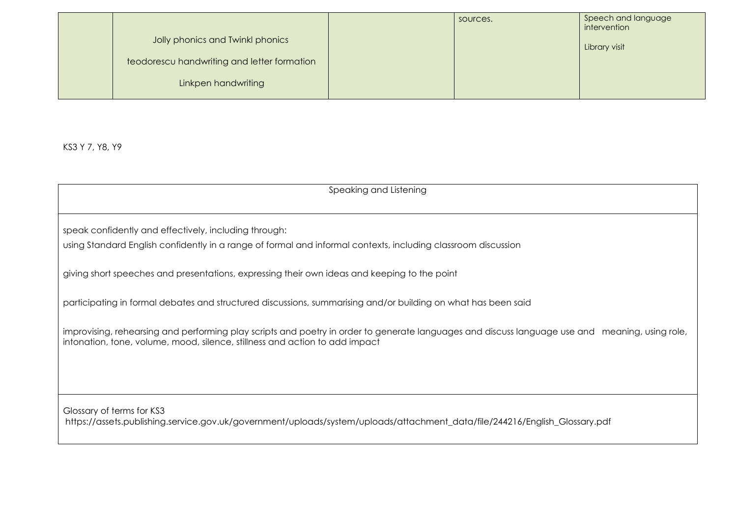| | Jolly phonics and Twinkl phonics<br><br>teodorescu handwriting and letter formation<br><br>Linkpen handwriting | | sources. | Speech and language intervention<br><br>Library visit |
|---|---|---|---|---|

KS3 Y 7, Y8, Y9

| Speaking and Listening |
|---|
| speak confidently and effectively, including through:<br>using Standard English confidently in a range of formal and informal contexts, including classroom discussion<br><br>giving short speeches and presentations, expressing their own ideas and keeping to the point<br><br>participating in formal debates and structured discussions, summarising and/or building on what has been said<br><br>improvising, rehearsing and performing play scripts and poetry in order to generate languages and discuss language use and meaning, using role, intonation, tone, volume, mood, silence, stillness and action to add impact |
| Glossary of terms for KS3<br>https://assets.publishing.service.gov.uk/government/uploads/system/uploads/attachment_data/file/244216/English_Glossary.pdf |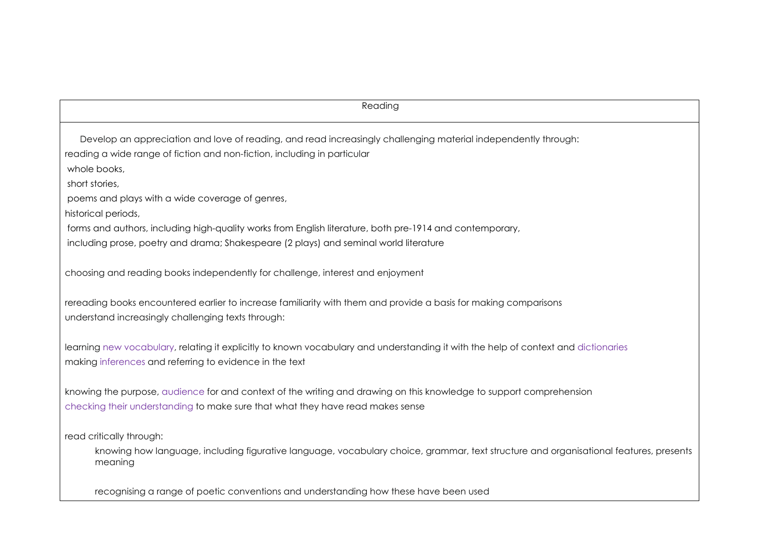| Reading |
| --- |
| Develop an appreciation and love of reading, and read increasingly challenging material independently through:<br>reading a wide range of fiction and non-fiction, including in particular<br>whole books,<br>short stories,<br>poems and plays with a wide coverage of genres,<br>historical periods,<br>forms and authors, including high-quality works from English literature, both pre-1914 and contemporary,<br>including prose, poetry and drama; Shakespeare (2 plays) and seminal world literature<br><br>choosing and reading books independently for challenge, interest and enjoyment<br><br>rereading books encountered earlier to increase familiarity with them and provide a basis for making comparisons<br>understand increasingly challenging texts through:<br><br>learning new vocabulary, relating it explicitly to known vocabulary and understanding it with the help of context and dictionaries<br>making inferences and referring to evidence in the text<br><br>knowing the purpose, audience for and context of the writing and drawing on this knowledge to support comprehension<br>checking their understanding to make sure that what they have read makes sense<br><br>read critically through:<br>knowing how language, including figurative language, vocabulary choice, grammar, text structure and organisational features, presents meaning<br><br>recognising a range of poetic conventions and understanding how these have been used |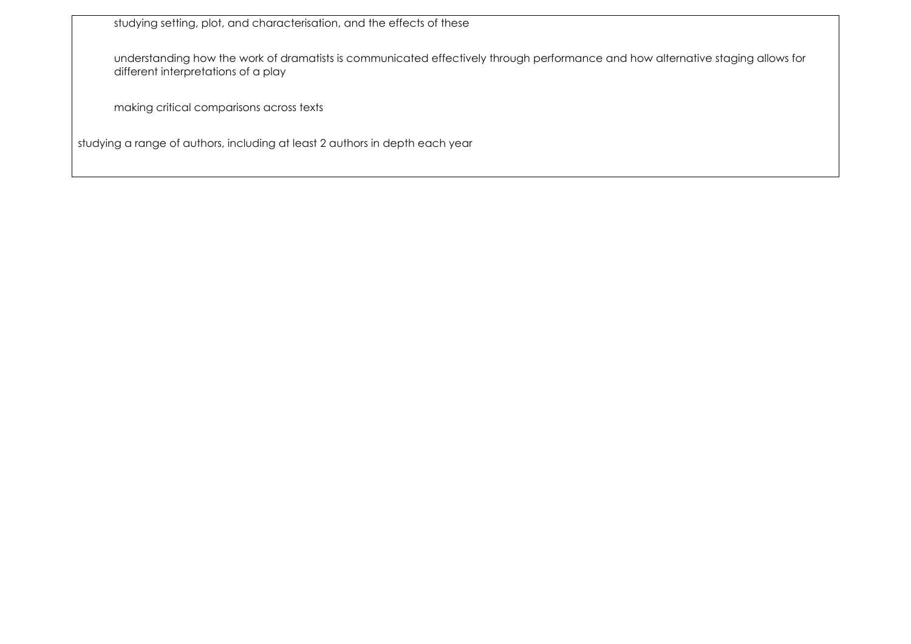- studying setting, plot, and characterisation, and the effects of these
- understanding how the work of dramatists is communicated effectively through performance and how alternative staging allows for different interpretations of a play
- making critical comparisons across texts

studying a range of authors, including at least 2 authors in depth each year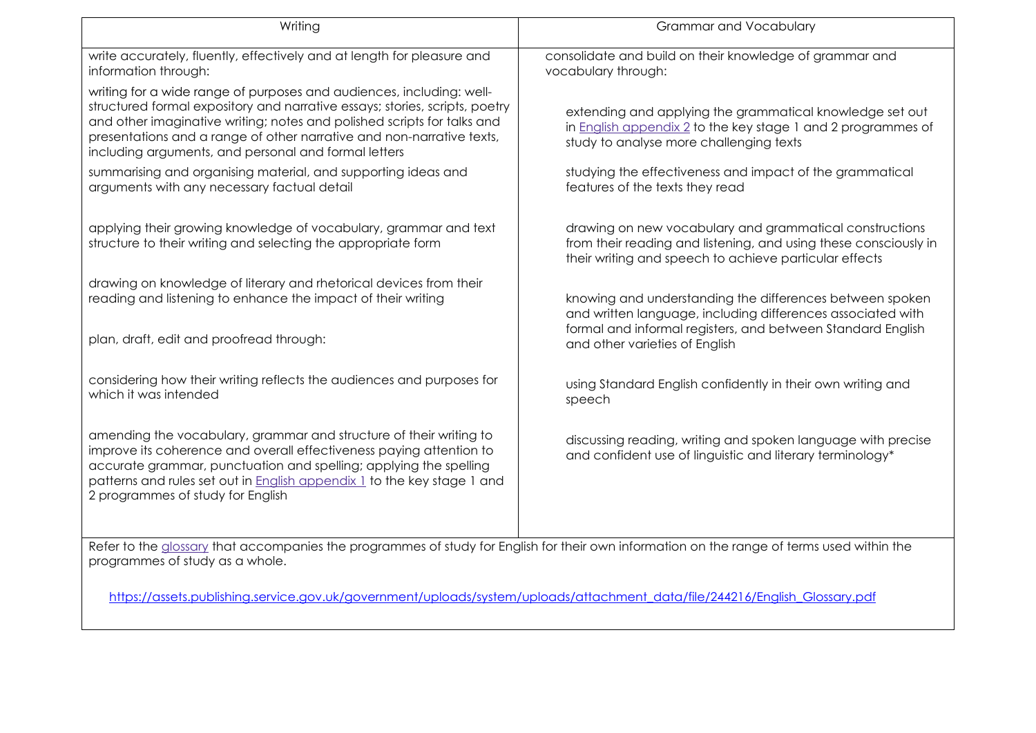| Writing | Grammar and Vocabulary |
|---|---|
| write accurately, fluently, effectively and at length for pleasure and information through:<br><br>writing for a wide range of purposes and audiences, including: well-structured formal expository and narrative essays; stories, scripts, poetry and other imaginative writing; notes and polished scripts for talks and presentations and a range of other narrative and non-narrative texts, including arguments, and personal and formal letters<br><br>summarising and organising material, and supporting ideas and arguments with any necessary factual detail<br><br>applying their growing knowledge of vocabulary, grammar and text structure to their writing and selecting the appropriate form<br><br>drawing on knowledge of literary and rhetorical devices from their reading and listening to enhance the impact of their writing<br><br>plan, draft, edit and proofread through:<br><br>considering how their writing reflects the audiences and purposes for which it was intended<br><br>amending the vocabulary, grammar and structure of their writing to improve its coherence and overall effectiveness paying attention to accurate grammar, punctuation and spelling; applying the spelling patterns and rules set out in English appendix 1 to the key stage 1 and 2 programmes of study for English | consolidate and build on their knowledge of grammar and vocabulary through:<br><br>extending and applying the grammatical knowledge set out in English appendix 2 to the key stage 1 and 2 programmes of study to analyse more challenging texts<br><br>studying the effectiveness and impact of the grammatical features of the texts they read<br><br>drawing on new vocabulary and grammatical constructions from their reading and listening, and using these consciously in their writing and speech to achieve particular effects<br><br>knowing and understanding the differences between spoken and written language, including differences associated with formal and informal registers, and between Standard English and other varieties of English<br><br>using Standard English confidently in their own writing and speech<br><br>discussing reading, writing and spoken language with precise and confident use of linguistic and literary terminology* |
| Refer to the glossary that accompanies the programmes of study for English for their own information on the range of terms used within the programmes of study as a whole.<br><br>https://assets.publishing.service.gov.uk/government/uploads/system/uploads/attachment_data/file/244216/English_Glossary.pdf | |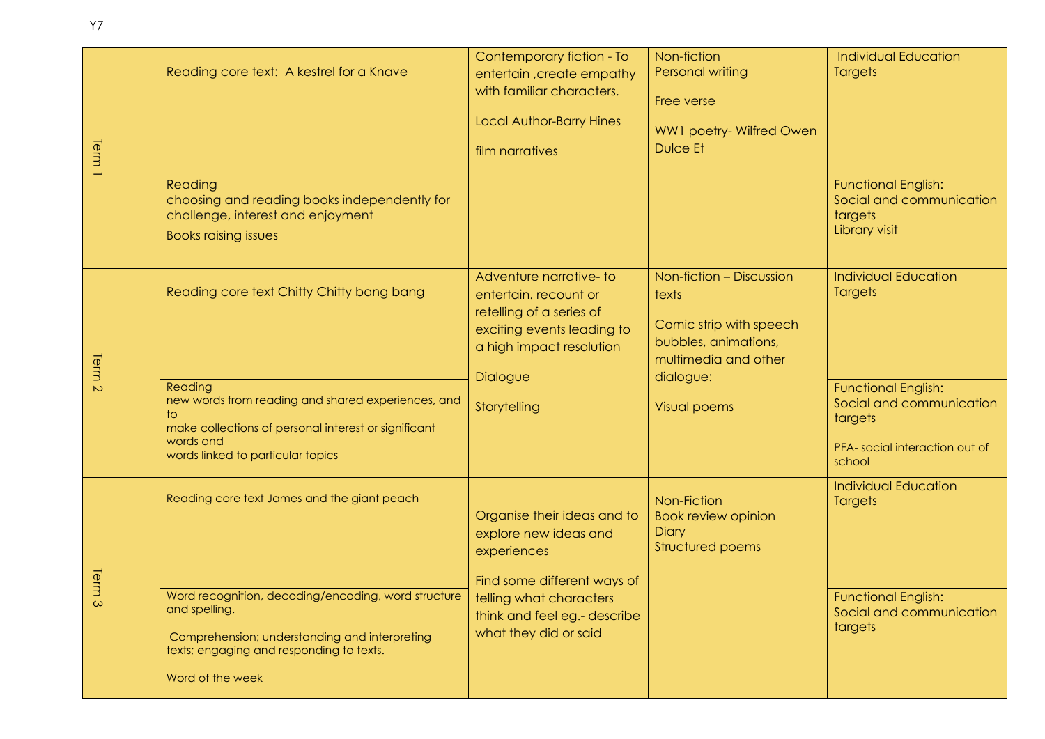Y7

| | | | | |
|---|---|---|---|---|
| Term 1 | Reading core text: A kestrel for a Knave | Contemporary fiction - To entertain ,create empathy with familiar characters.<br><br>Local Author-Barry Hines<br><br>film narratives | Non-fiction<br>Personal writing<br><br>Free verse<br><br>WW1 poetry- Wilfred Owen Dulce Et | Individual Education Targets |
| | Reading<br>choosing and reading books independently for challenge, interest and enjoyment<br>Books raising issues | | | Functional English:<br>Social and communication targets<br>Library visit |
| Term 2 | Reading core text Chitty Chitty bang bang | Adventure narrative- to entertain. recount or retelling of a series of exciting events leading to a high impact resolution<br><br>Dialogue<br><br>Storytelling | Non-fiction – Discussion texts<br><br>Comic strip with speech bubbles, animations, multimedia and other dialogue:<br><br>Visual poems | Individual Education Targets |
| | Reading<br>new words from reading and shared experiences, and to<br>make collections of personal interest or significant words and<br>words linked to particular topics | | | Functional English:<br>Social and communication targets<br><br>PFA- social interaction out of school |
| Term 3 | Reading core text James and the giant peach | Organise their ideas and to explore new ideas and experiences<br><br>Find some different ways of telling what characters think and feel eg.- describe what they did or said | Non-Fiction<br>Book review opinion<br>Diary<br>Structured poems | Individual Education Targets |
| | Word recognition, decoding/encoding, word structure and spelling.<br><br>Comprehension; understanding and interpreting texts; engaging and responding to texts.<br><br>Word of the week | | | Functional English:<br>Social and communication targets |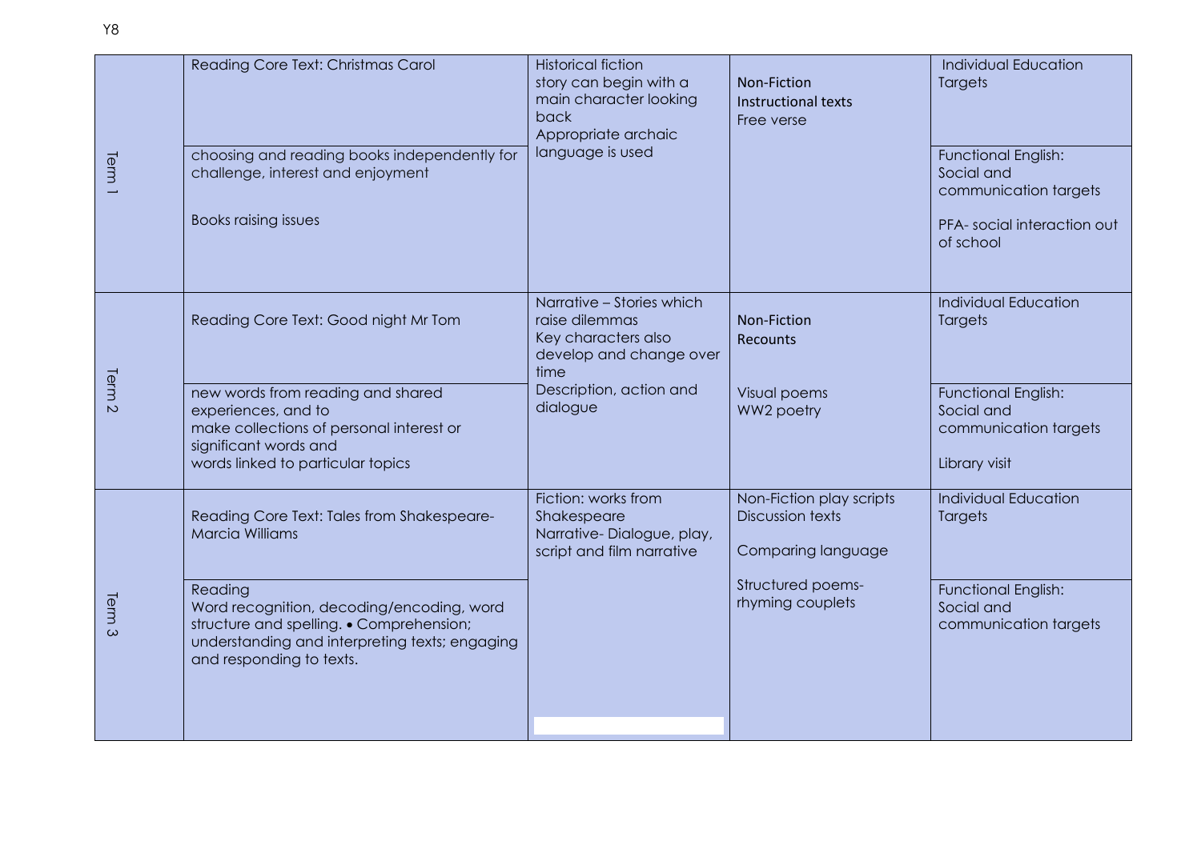Y8

| | | | | |
|---|---|---|---|---|
| Term 1 | Reading Core Text: Christmas Carol | Historical fiction<br>story can begin with a main character looking back<br>Appropriate archaic language is used | Non-Fiction<br>Instructional texts<br>Free verse | Individual Education Targets |
| | choosing and reading books independently for challenge, interest and enjoyment<br><br>Books raising issues | | | Functional English: Social and communication targets<br><br>PFA- social interaction out of school |
| Term 2 | Reading Core Text: Good night Mr Tom | Narrative – Stories which raise dilemmas<br>Key characters also develop and change over time<br>Description, action and dialogue | Non-Fiction<br>Recounts | Individual Education Targets |
| | new words from reading and shared experiences, and to<br>make collections of personal interest or significant words and<br>words linked to particular topics | | Visual poems<br>WW2 poetry | Functional English: Social and communication targets<br><br>Library visit |
| Term 3 | Reading Core Text: Tales from Shakespeare- Marcia Williams | Fiction: works from Shakespeare<br>Narrative- Dialogue, play, script and film narrative | Non-Fiction play scripts<br>Discussion texts<br><br>Comparing language | Individual Education Targets |
| | Reading<br>Word recognition, decoding/encoding, word structure and spelling. • Comprehension; understanding and interpreting texts; engaging and responding to texts. | | Structured poems- rhyming couplets | Functional English: Social and communication targets |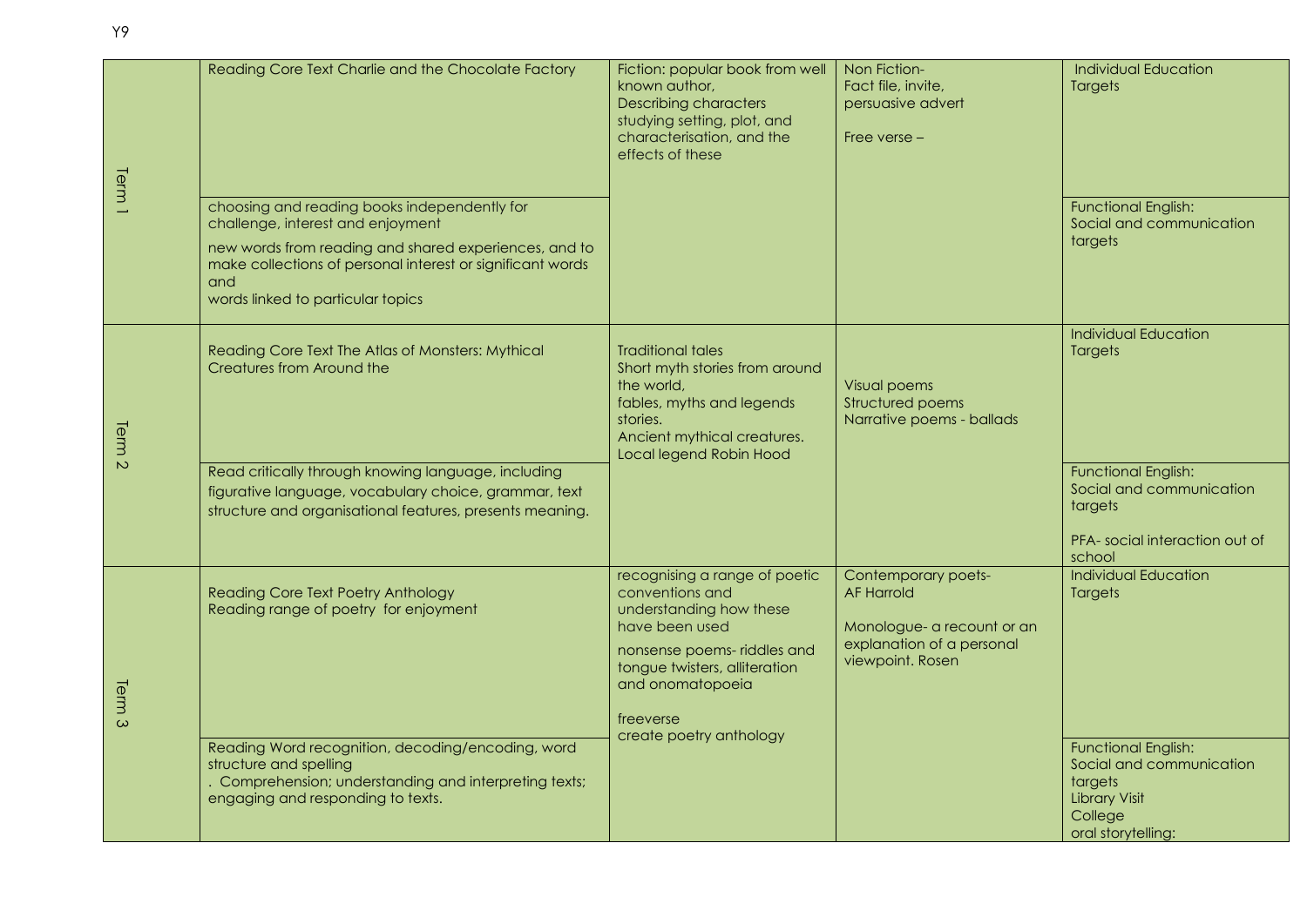Y9

| | | | | |
|---|---|---|---|---|
| Term 1 | Reading Core Text Charlie and the Chocolate Factory | Fiction: popular book from well known author, Describing characters studying setting, plot, and characterisation, and the effects of these | Non Fiction- Fact file, invite, persuasive advert<br><br>Free verse – | Individual Education Targets |
| | choosing and reading books independently for challenge, interest and enjoyment<br><br>new words from reading and shared experiences, and to make collections of personal interest or significant words and words linked to particular topics | | | Functional English: Social and communication targets |
| Term 2 | Reading Core Text The Atlas of Monsters: Mythical Creatures from Around the | Traditional tales Short myth stories from around the world, fables, myths and legends stories. Ancient mythical creatures. Local legend Robin Hood | Visual poems Structured poems Narrative poems - ballads | Individual Education Targets |
| | Read critically through knowing language, including figurative language, vocabulary choice, grammar, text structure and organisational features, presents meaning. | | | Functional English: Social and communication targets<br><br>PFA- social interaction out of school |
| Term 3 | Reading Core Text Poetry Anthology Reading range of poetry for enjoyment | recognising a range of poetic conventions and understanding how these have been used<br><br>nonsense poems- riddles and tongue twisters, alliteration and onomatopoeia<br><br>freeverse create poetry anthology | Contemporary poets- AF Harrold<br><br>Monologue- a recount or an explanation of a personal viewpoint. Rosen | Individual Education Targets |
| | Reading Word recognition, decoding/encoding, word structure and spelling<br>. Comprehension; understanding and interpreting texts; engaging and responding to texts. | | | Functional English: Social and communication targets<br>Library Visit<br>College<br>oral storytelling: |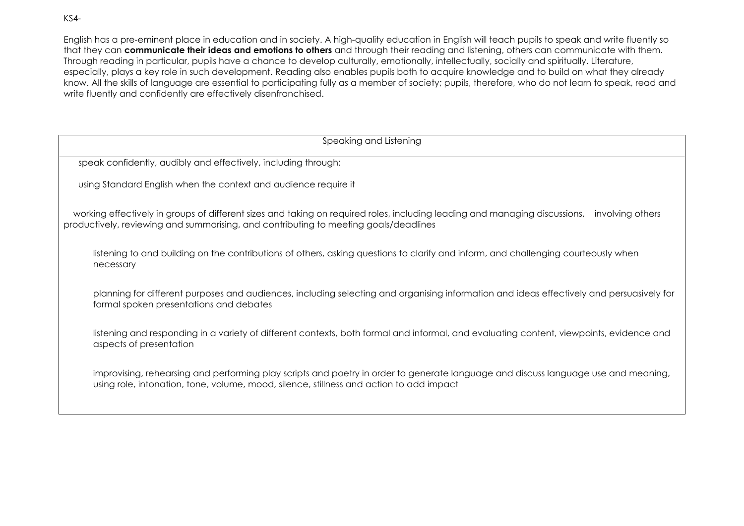KS4-

English has a pre-eminent place in education and in society. A high-quality education in English will teach pupils to speak and write fluently so that they can **communicate their ideas and emotions to others** and through their reading and listening, others can communicate with them. Through reading in particular, pupils have a chance to develop culturally, emotionally, intellectually, socially and spiritually. Literature, especially, plays a key role in such development. Reading also enables pupils both to acquire knowledge and to build on what they already know. All the skills of language are essential to participating fully as a member of society; pupils, therefore, who do not learn to speak, read and write fluently and confidently are effectively disenfranchised.

| Speaking and Listening |
|---|
| speak confidently, audibly and effectively, including through:<br><br>using Standard English when the context and audience require it<br><br>working effectively in groups of different sizes and taking on required roles, including leading and managing discussions, involving others productively, reviewing and summarising, and contributing to meeting goals/deadlines<br><br>listening to and building on the contributions of others, asking questions to clarify and inform, and challenging courteously when necessary<br><br>planning for different purposes and audiences, including selecting and organising information and ideas effectively and persuasively for formal spoken presentations and debates<br><br>listening and responding in a variety of different contexts, both formal and informal, and evaluating content, viewpoints, evidence and aspects of presentation<br><br>improvising, rehearsing and performing play scripts and poetry in order to generate language and discuss language use and meaning, using role, intonation, tone, volume, mood, silence, stillness and action to add impact |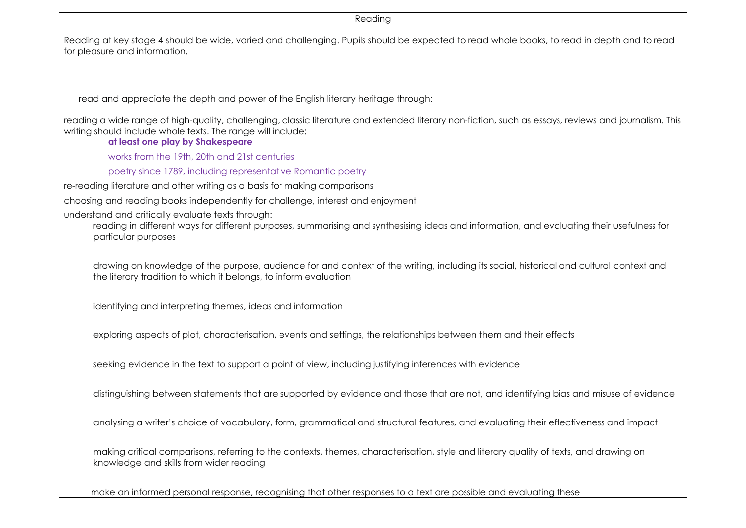# Reading

Reading at key stage 4 should be wide, varied and challenging. Pupils should be expected to read whole books, to read in depth and to read for pleasure and information.

read and appreciate the depth and power of the English literary heritage through:

reading a wide range of high-quality, challenging, classic literature and extended literary non-fiction, such as essays, reviews and journalism. This writing should include whole texts. The range will include:

- **at least one play by Shakespeare**
- works from the 19th, 20th and 21st centuries
- poetry since 1789, including representative Romantic poetry

re-reading literature and other writing as a basis for making comparisons

choosing and reading books independently for challenge, interest and enjoyment

understand and critically evaluate texts through:

- reading in different ways for different purposes, summarising and synthesising ideas and information, and evaluating their usefulness for particular purposes
- drawing on knowledge of the purpose, audience for and context of the writing, including its social, historical and cultural context and the literary tradition to which it belongs, to inform evaluation
- identifying and interpreting themes, ideas and information
- exploring aspects of plot, characterisation, events and settings, the relationships between them and their effects
- seeking evidence in the text to support a point of view, including justifying inferences with evidence
- distinguishing between statements that are supported by evidence and those that are not, and identifying bias and misuse of evidence
- analysing a writer's choice of vocabulary, form, grammatical and structural features, and evaluating their effectiveness and impact
- making critical comparisons, referring to the contexts, themes, characterisation, style and literary quality of texts, and drawing on knowledge and skills from wider reading

make an informed personal response, recognising that other responses to a text are possible and evaluating these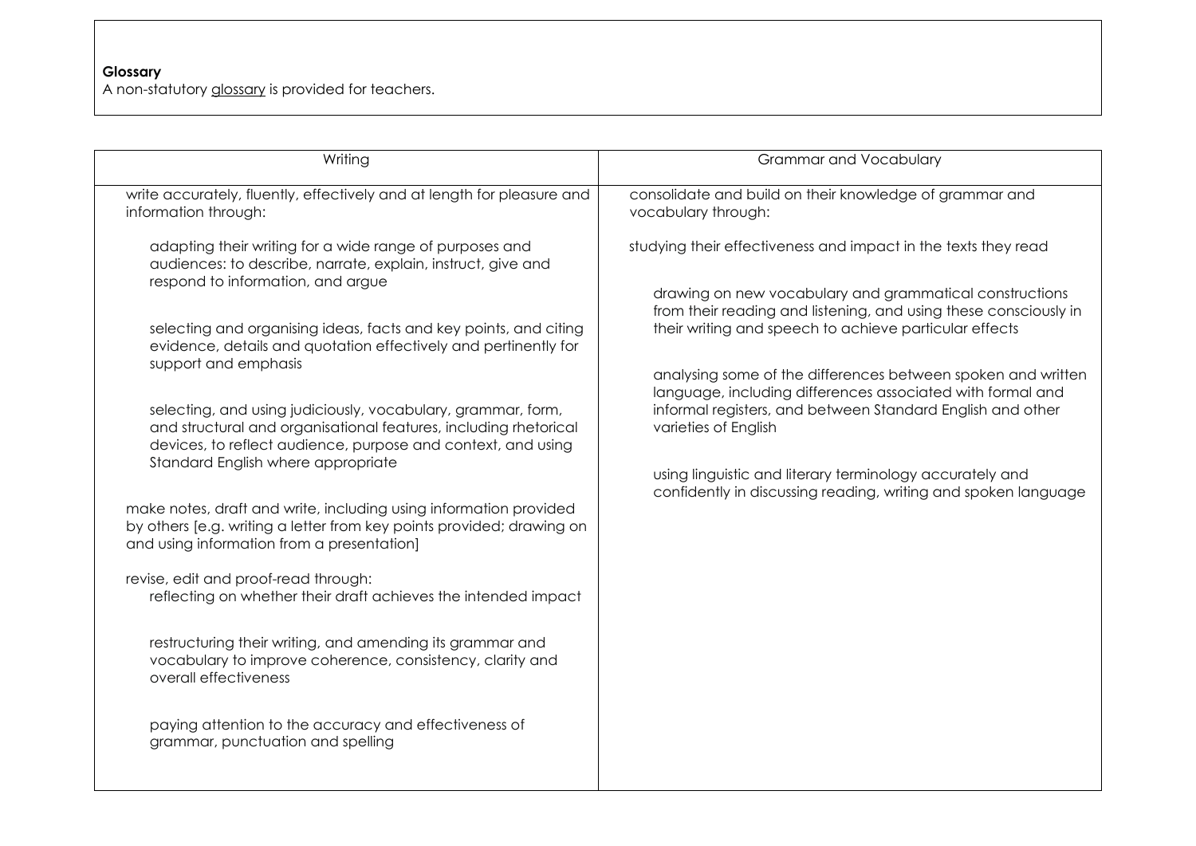**Glossary**

A non-statutory glossary is provided for teachers.

| Writing | Grammar and Vocabulary |
|---|---|
| write accurately, fluently, effectively and at length for pleasure and information through:<br><br>adapting their writing for a wide range of purposes and audiences: to describe, narrate, explain, instruct, give and respond to information, and argue<br><br>selecting and organising ideas, facts and key points, and citing evidence, details and quotation effectively and pertinently for support and emphasis<br><br>selecting, and using judiciously, vocabulary, grammar, form, and structural and organisational features, including rhetorical devices, to reflect audience, purpose and context, and using Standard English where appropriate<br><br>make notes, draft and write, including using information provided by others [e.g. writing a letter from key points provided; drawing on and using information from a presentation]<br><br>revise, edit and proof-read through:<br>reflecting on whether their draft achieves the intended impact<br><br>restructuring their writing, and amending its grammar and vocabulary to improve coherence, consistency, clarity and overall effectiveness<br><br>paying attention to the accuracy and effectiveness of grammar, punctuation and spelling | consolidate and build on their knowledge of grammar and vocabulary through:<br><br>studying their effectiveness and impact in the texts they read<br><br>drawing on new vocabulary and grammatical constructions from their reading and listening, and using these consciously in their writing and speech to achieve particular effects<br><br>analysing some of the differences between spoken and written language, including differences associated with formal and informal registers, and between Standard English and other varieties of English<br><br>using linguistic and literary terminology accurately and confidently in discussing reading, writing and spoken language |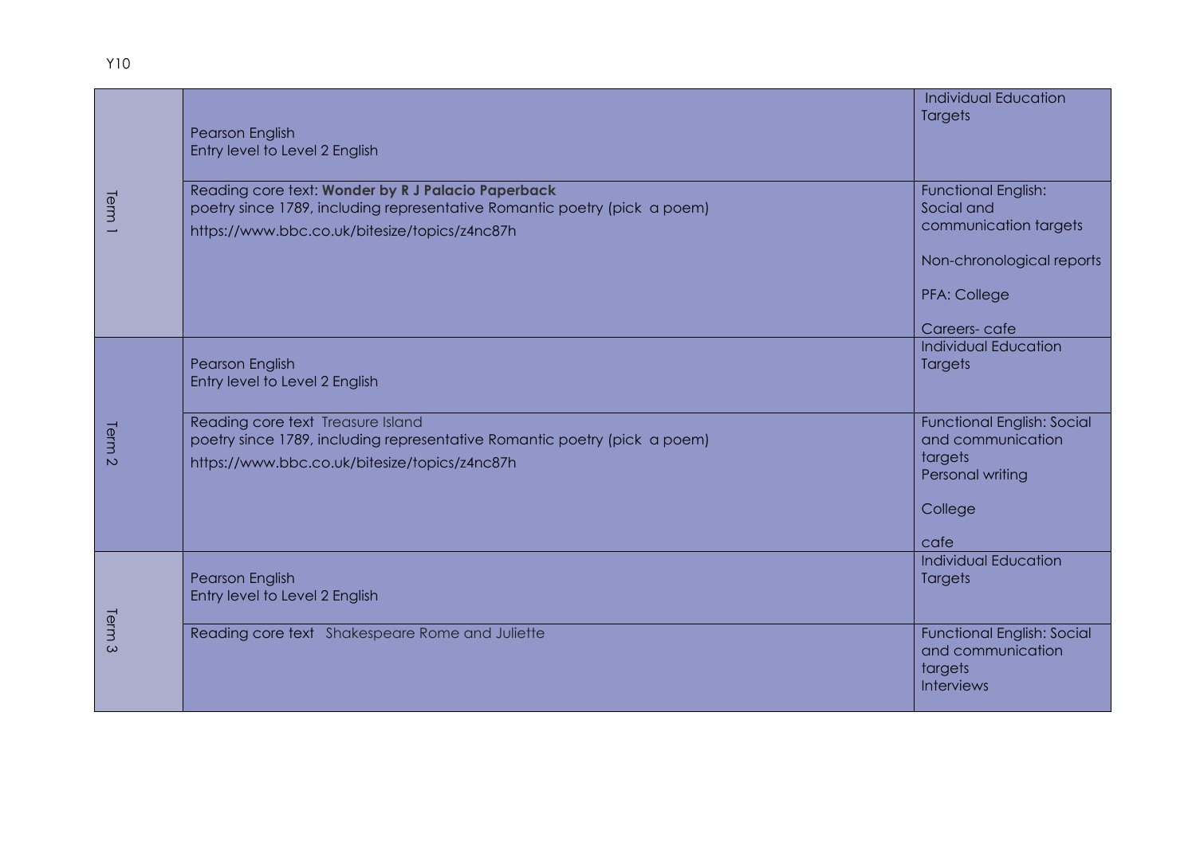Y10

| Term | Content | Targets |
|---|---|---|
| Term 1 | Pearson English<br>Entry level to Level 2 English | Individual Education Targets |
| | Reading core text: **Wonder by R J Palacio Paperback**<br>poetry since 1789, including representative Romantic poetry (pick a poem)<br>https://www.bbc.co.uk/bitesize/topics/z4nc87h | Functional English: Social and communication targets<br><br>Non-chronological reports<br><br>PFA: College<br><br>Careers- cafe |
| Term 2 | Pearson English<br>Entry level to Level 2 English | Individual Education Targets |
| | Reading core text Treasure Island<br>poetry since 1789, including representative Romantic poetry (pick a poem)<br>https://www.bbc.co.uk/bitesize/topics/z4nc87h | Functional English: Social and communication targets<br>Personal writing<br><br>College<br><br>cafe |
| Term 3 | Pearson English<br>Entry level to Level 2 English | Individual Education Targets |
| | Reading core text Shakespeare Rome and Juliette | Functional English: Social and communication targets<br>Interviews |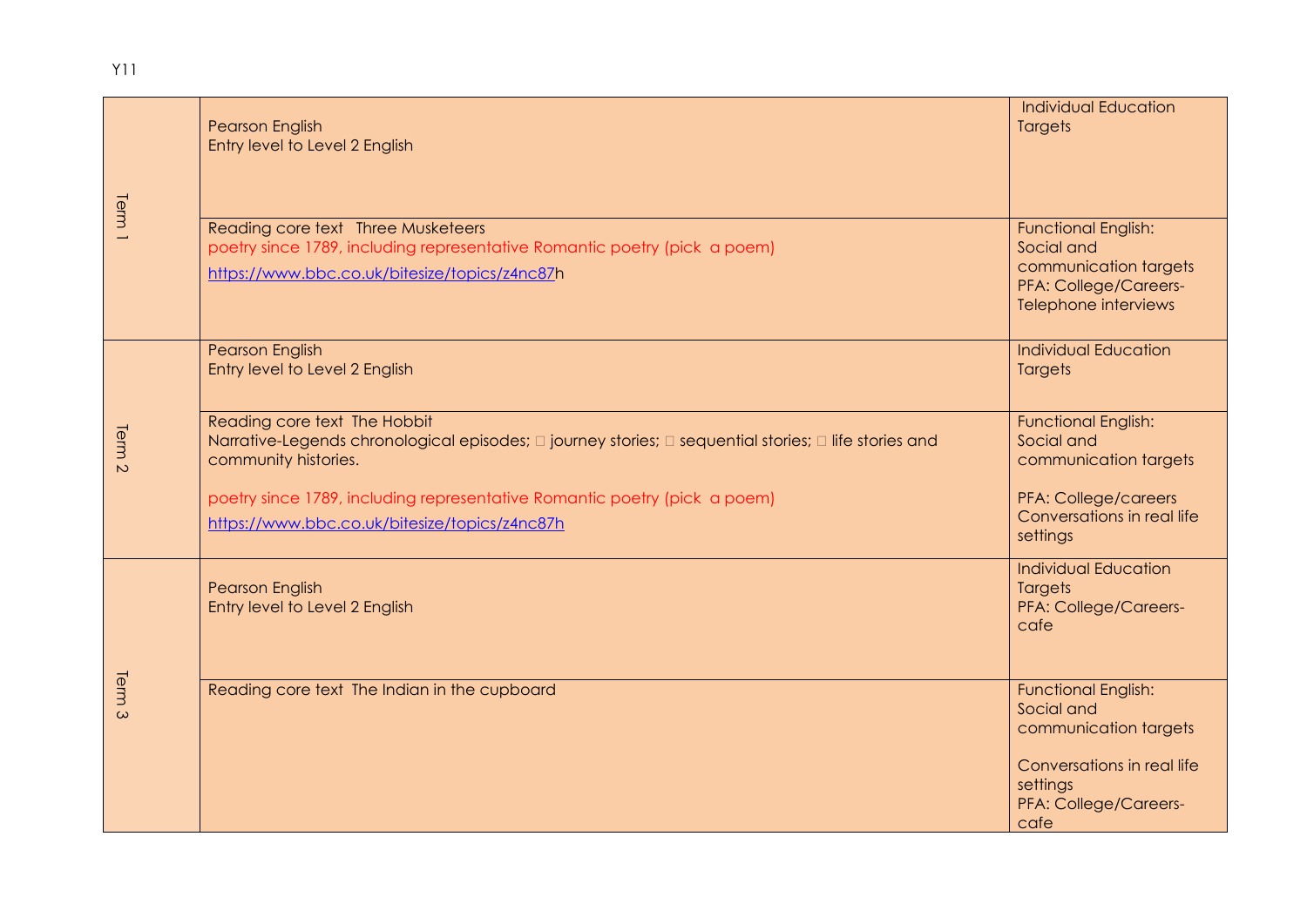Y11

| | | |
|---|---|---|
| Term 1 | Pearson English<br>Entry level to Level 2 English | Individual Education Targets |
| | Reading core text  Three Musketeers<br>poetry since 1789, including representative Romantic poetry (pick  a poem)<br>https://www.bbc.co.uk/bitesize/topics/z4nc87h | Functional English: Social and communication targets<br>PFA: College/Careers- Telephone interviews |
| Term 2 | Pearson English<br>Entry level to Level 2 English | Individual Education Targets |
| | Reading core text  The Hobbit<br>Narrative-Legends chronological episodes;  journey stories;  sequential stories;  life stories and community histories.<br><br>poetry since 1789, including representative Romantic poetry (pick  a poem)<br>https://www.bbc.co.uk/bitesize/topics/z4nc87h | Functional English: Social and communication targets<br><br>PFA: College/careers Conversations in real life settings |
| Term 3 | Pearson English<br>Entry level to Level 2 English | Individual Education Targets<br>PFA: College/Careers- cafe |
| | Reading core text  The Indian in the cupboard | Functional English: Social and communication targets<br><br>Conversations in real life settings<br>PFA: College/Careers- cafe |